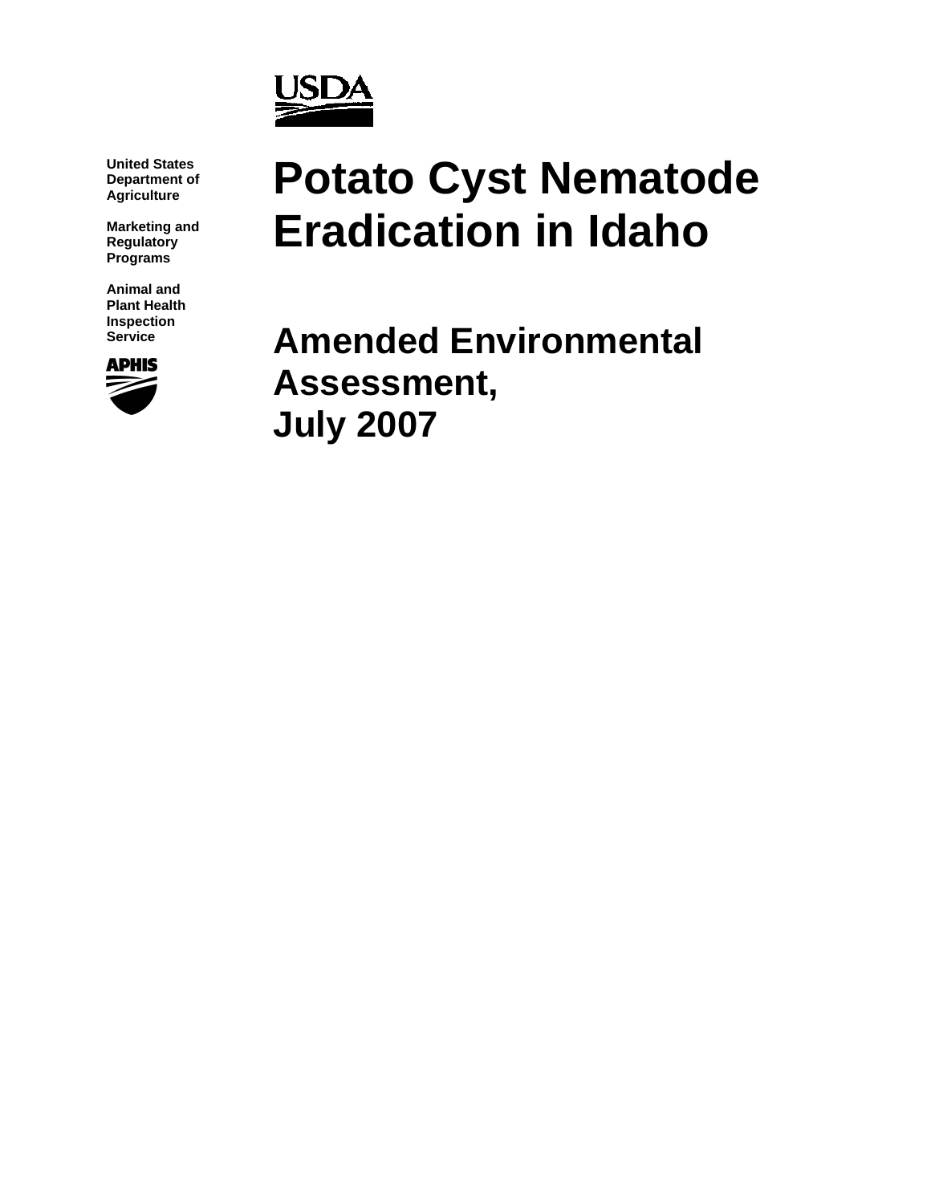United States Department of Agriculture

Marketing and Regulatory Programs

Animal and Plant Health Inspection Service

# Potato Cyst Nematode Eradication in Idaho

## Amended Environmental Assessment, July 2007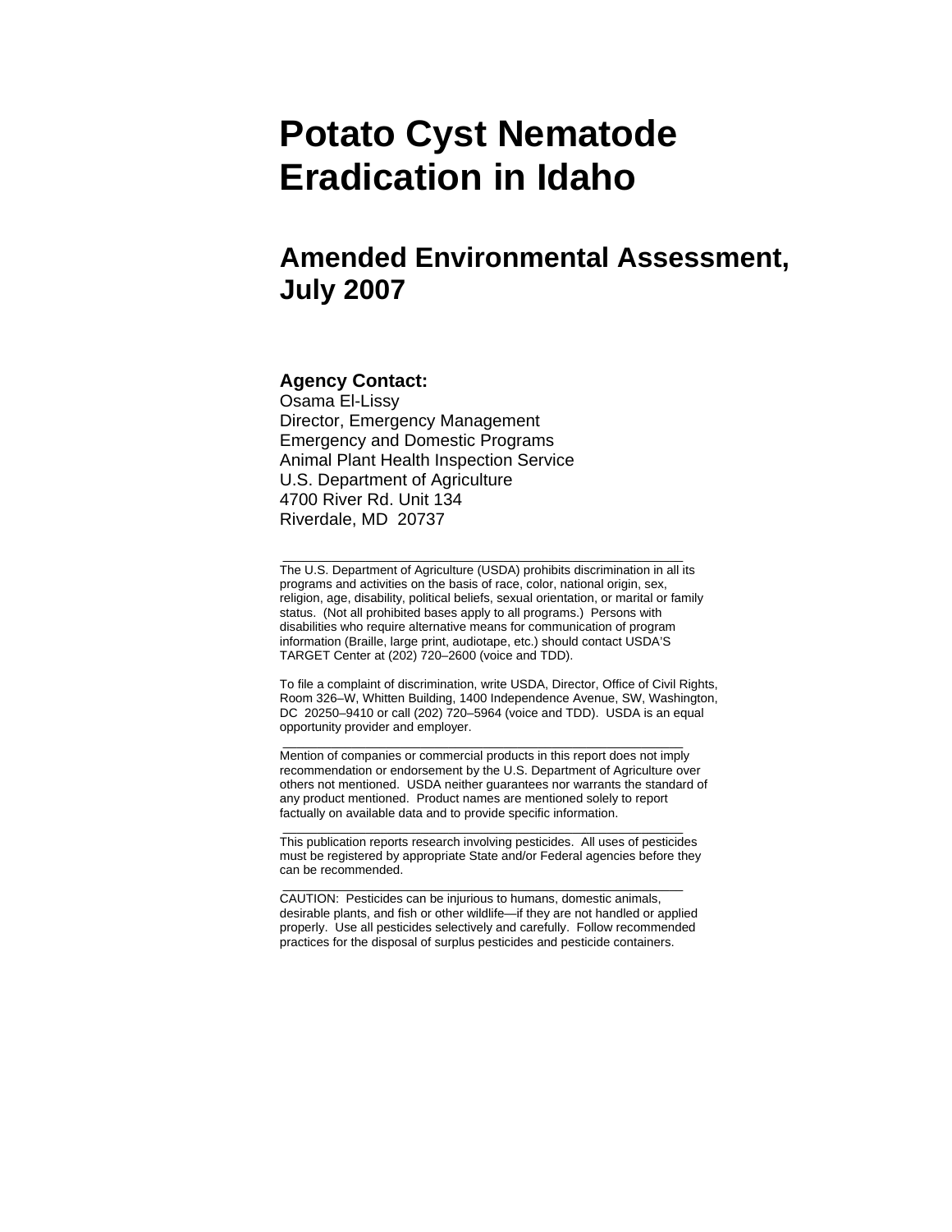# Potato Cyst Nematode Eradication in Idaho

## Amended Environmental Assessment, July 2007

**Agency Contact:**
Osama El-Lissy
Director, Emergency Management
Emergency and Domestic Programs
Animal Plant Health Inspection Service
U.S. Department of Agriculture
4700 River Rd. Unit 134
Riverdale, MD 20737

---

The U.S. Department of Agriculture (USDA) prohibits discrimination in all its programs and activities on the basis of race, color, national origin, sex, religion, age, disability, political beliefs, sexual orientation, or marital or family status. (Not all prohibited bases apply to all programs.) Persons with disabilities who require alternative means for communication of program information (Braille, large print, audiotape, etc.) should contact USDA'S TARGET Center at (202) 720–2600 (voice and TDD).

To file a complaint of discrimination, write USDA, Director, Office of Civil Rights, Room 326–W, Whitten Building, 1400 Independence Avenue, SW, Washington, DC 20250–9410 or call (202) 720–5964 (voice and TDD). USDA is an equal opportunity provider and employer.

---

Mention of companies or commercial products in this report does not imply recommendation or endorsement by the U.S. Department of Agriculture over others not mentioned. USDA neither guarantees nor warrants the standard of any product mentioned. Product names are mentioned solely to report factually on available data and to provide specific information.

---

This publication reports research involving pesticides. All uses of pesticides must be registered by appropriate State and/or Federal agencies before they can be recommended.

---

CAUTION: Pesticides can be injurious to humans, domestic animals, desirable plants, and fish or other wildlife—if they are not handled or applied properly. Use all pesticides selectively and carefully. Follow recommended practices for the disposal of surplus pesticides and pesticide containers.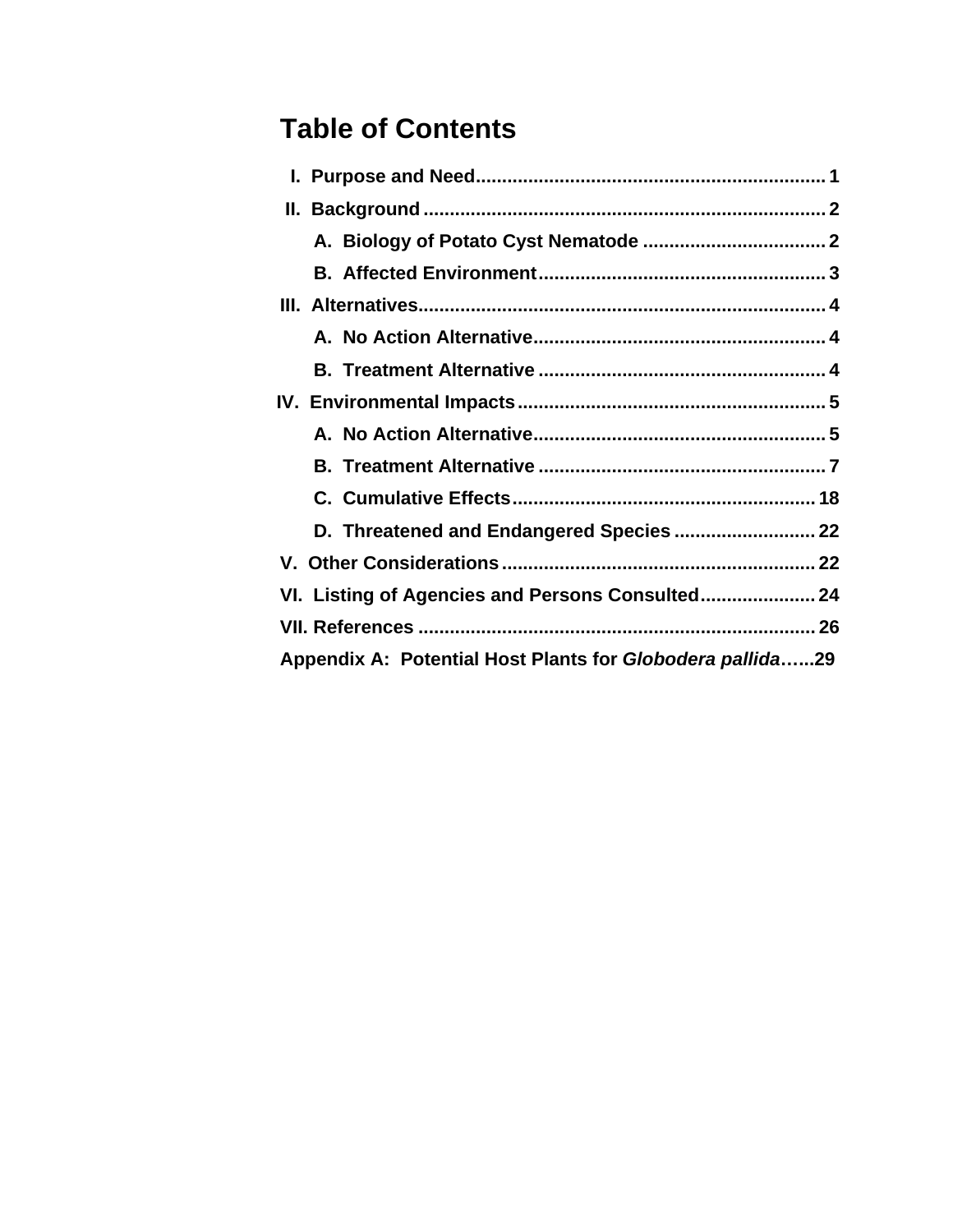# Table of Contents

- **I. Purpose and Need** .................................................................. 1
- **II. Background** ........................................................................... 2
  - **A. Biology of Potato Cyst Nematode** .................................. 2
  - **B. Affected Environment** ...................................................... 3
- **III. Alternatives** ............................................................................ 4
  - **A. No Action Alternative** ....................................................... 4
  - **B. Treatment Alternative** ...................................................... 4
- **IV. Environmental Impacts** .......................................................... 5
  - **A. No Action Alternative** ....................................................... 5
  - **B. Treatment Alternative** ...................................................... 7
  - **C. Cumulative Effects** ......................................................... 18
  - **D. Threatened and Endangered Species** .......................... 22
- **V. Other Considerations** ........................................................... 22
- **VI. Listing of Agencies and Persons Consulted** ..................... 24
- **VII. References** ........................................................................... 26
- **Appendix A: Potential Host Plants for *Globodera pallida*** …...29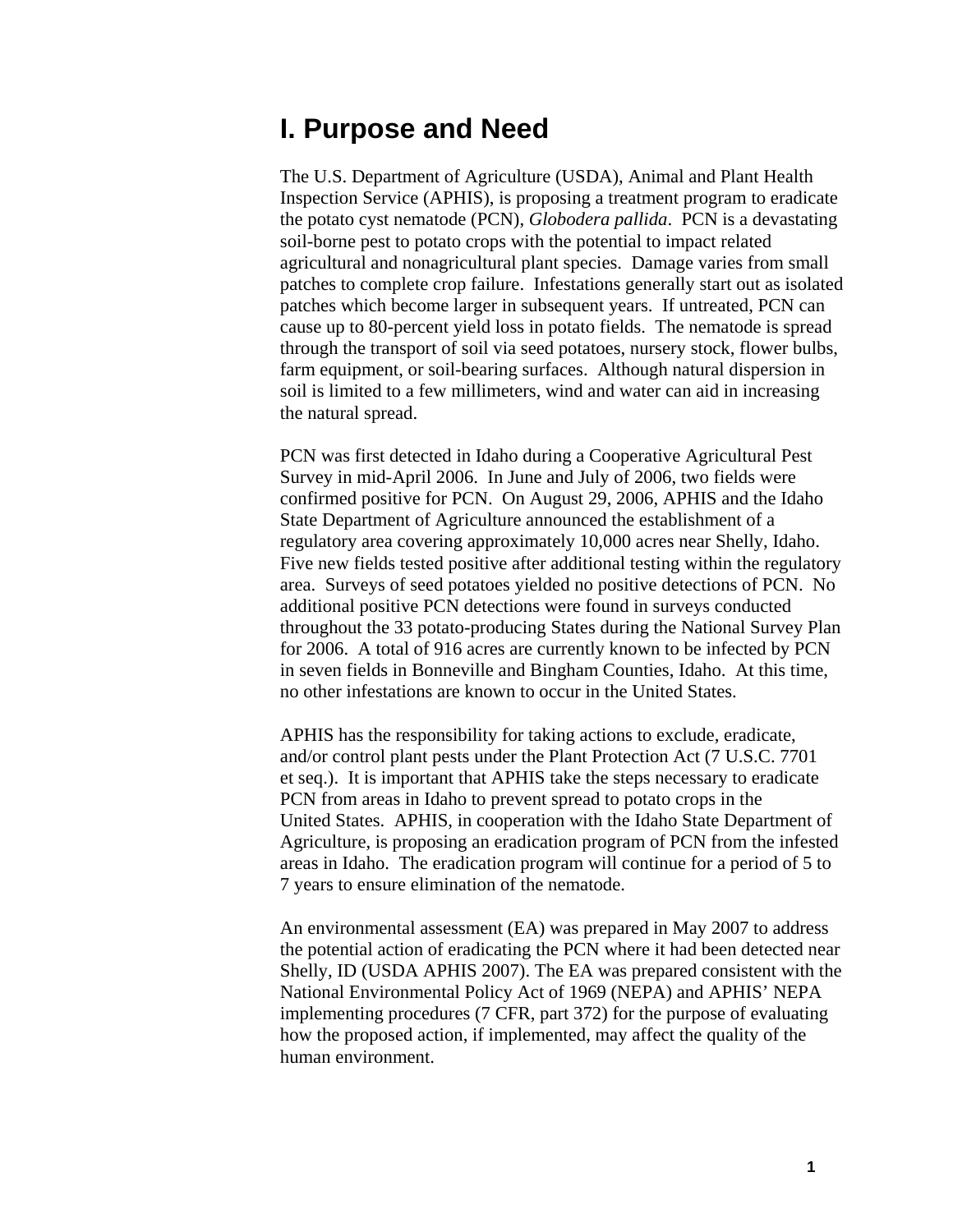# I. Purpose and Need

The U.S. Department of Agriculture (USDA), Animal and Plant Health Inspection Service (APHIS), is proposing a treatment program to eradicate the potato cyst nematode (PCN), *Globodera pallida*. PCN is a devastating soil-borne pest to potato crops with the potential to impact related agricultural and nonagricultural plant species. Damage varies from small patches to complete crop failure. Infestations generally start out as isolated patches which become larger in subsequent years. If untreated, PCN can cause up to 80-percent yield loss in potato fields. The nematode is spread through the transport of soil via seed potatoes, nursery stock, flower bulbs, farm equipment, or soil-bearing surfaces. Although natural dispersion in soil is limited to a few millimeters, wind and water can aid in increasing the natural spread.

PCN was first detected in Idaho during a Cooperative Agricultural Pest Survey in mid-April 2006. In June and July of 2006, two fields were confirmed positive for PCN. On August 29, 2006, APHIS and the Idaho State Department of Agriculture announced the establishment of a regulatory area covering approximately 10,000 acres near Shelly, Idaho. Five new fields tested positive after additional testing within the regulatory area. Surveys of seed potatoes yielded no positive detections of PCN. No additional positive PCN detections were found in surveys conducted throughout the 33 potato-producing States during the National Survey Plan for 2006. A total of 916 acres are currently known to be infected by PCN in seven fields in Bonneville and Bingham Counties, Idaho. At this time, no other infestations are known to occur in the United States.

APHIS has the responsibility for taking actions to exclude, eradicate, and/or control plant pests under the Plant Protection Act (7 U.S.C. 7701 et seq.). It is important that APHIS take the steps necessary to eradicate PCN from areas in Idaho to prevent spread to potato crops in the United States. APHIS, in cooperation with the Idaho State Department of Agriculture, is proposing an eradication program of PCN from the infested areas in Idaho. The eradication program will continue for a period of 5 to 7 years to ensure elimination of the nematode.

An environmental assessment (EA) was prepared in May 2007 to address the potential action of eradicating the PCN where it had been detected near Shelly, ID (USDA APHIS 2007). The EA was prepared consistent with the National Environmental Policy Act of 1969 (NEPA) and APHIS' NEPA implementing procedures (7 CFR, part 372) for the purpose of evaluating how the proposed action, if implemented, may affect the quality of the human environment.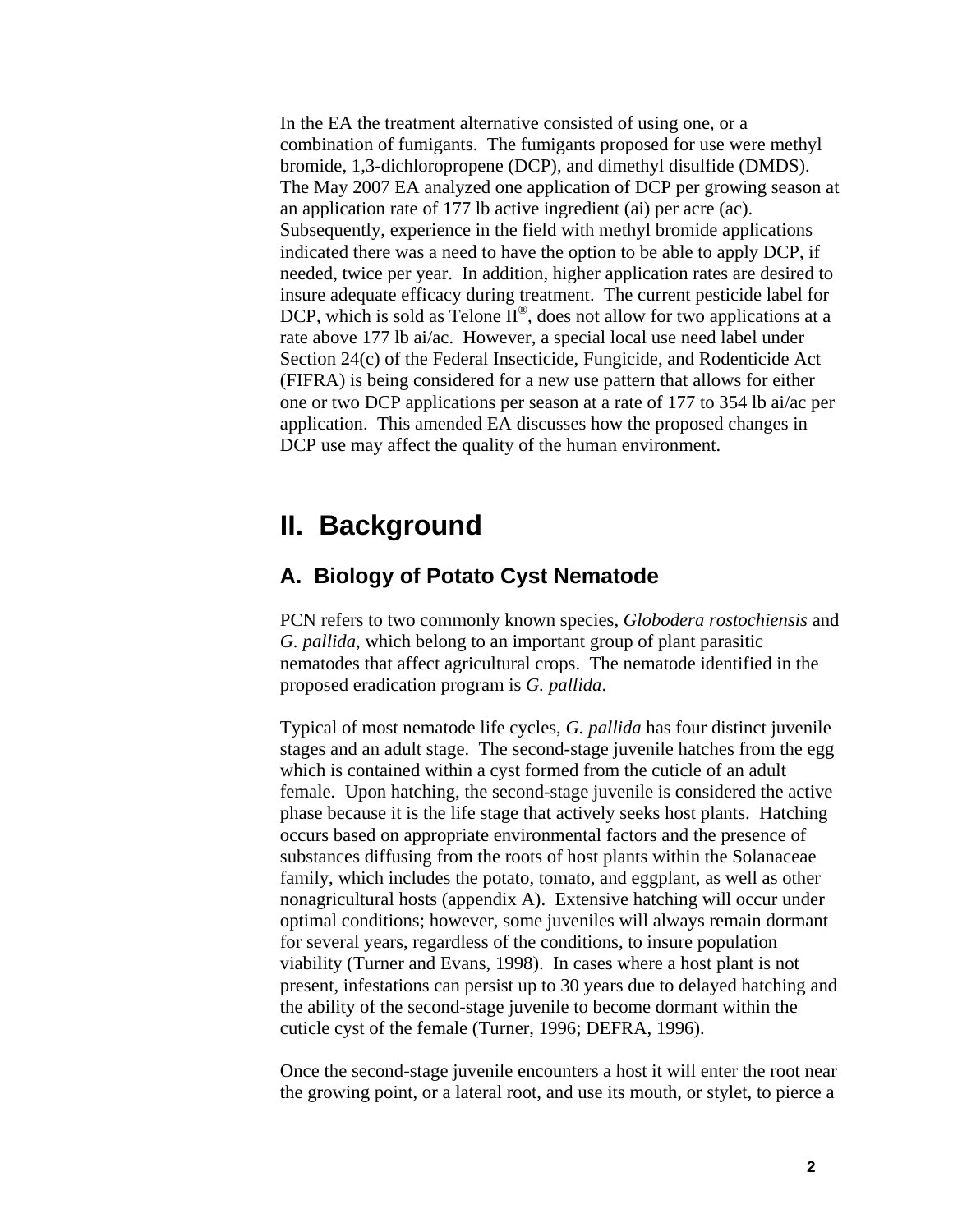In the EA the treatment alternative consisted of using one, or a combination of fumigants. The fumigants proposed for use were methyl bromide, 1,3-dichloropropene (DCP), and dimethyl disulfide (DMDS). The May 2007 EA analyzed one application of DCP per growing season at an application rate of 177 lb active ingredient (ai) per acre (ac). Subsequently, experience in the field with methyl bromide applications indicated there was a need to have the option to be able to apply DCP, if needed, twice per year. In addition, higher application rates are desired to insure adequate efficacy during treatment. The current pesticide label for DCP, which is sold as Telone II®, does not allow for two applications at a rate above 177 lb ai/ac. However, a special local use need label under Section 24(c) of the Federal Insecticide, Fungicide, and Rodenticide Act (FIFRA) is being considered for a new use pattern that allows for either one or two DCP applications per season at a rate of 177 to 354 lb ai/ac per application. This amended EA discusses how the proposed changes in DCP use may affect the quality of the human environment.

# II. Background

## A. Biology of Potato Cyst Nematode

PCN refers to two commonly known species, *Globodera rostochiensis* and *G. pallida*, which belong to an important group of plant parasitic nematodes that affect agricultural crops. The nematode identified in the proposed eradication program is *G. pallida*.

Typical of most nematode life cycles, *G. pallida* has four distinct juvenile stages and an adult stage. The second-stage juvenile hatches from the egg which is contained within a cyst formed from the cuticle of an adult female. Upon hatching, the second-stage juvenile is considered the active phase because it is the life stage that actively seeks host plants. Hatching occurs based on appropriate environmental factors and the presence of substances diffusing from the roots of host plants within the Solanaceae family, which includes the potato, tomato, and eggplant, as well as other nonagricultural hosts (appendix A). Extensive hatching will occur under optimal conditions; however, some juveniles will always remain dormant for several years, regardless of the conditions, to insure population viability (Turner and Evans, 1998). In cases where a host plant is not present, infestations can persist up to 30 years due to delayed hatching and the ability of the second-stage juvenile to become dormant within the cuticle cyst of the female (Turner, 1996; DEFRA, 1996).

Once the second-stage juvenile encounters a host it will enter the root near the growing point, or a lateral root, and use its mouth, or stylet, to pierce a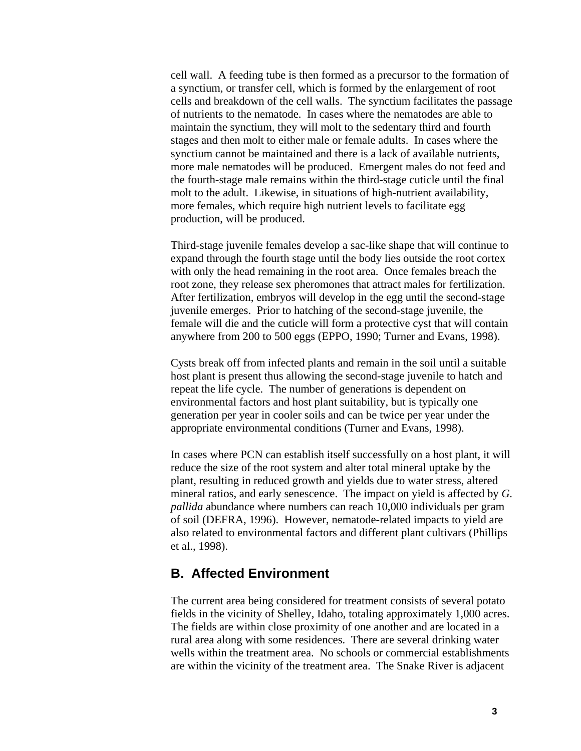cell wall. A feeding tube is then formed as a precursor to the formation of a synctium, or transfer cell, which is formed by the enlargement of root cells and breakdown of the cell walls. The synctium facilitates the passage of nutrients to the nematode. In cases where the nematodes are able to maintain the synctium, they will molt to the sedentary third and fourth stages and then molt to either male or female adults. In cases where the synctium cannot be maintained and there is a lack of available nutrients, more male nematodes will be produced. Emergent males do not feed and the fourth-stage male remains within the third-stage cuticle until the final molt to the adult. Likewise, in situations of high-nutrient availability, more females, which require high nutrient levels to facilitate egg production, will be produced.

Third-stage juvenile females develop a sac-like shape that will continue to expand through the fourth stage until the body lies outside the root cortex with only the head remaining in the root area. Once females breach the root zone, they release sex pheromones that attract males for fertilization. After fertilization, embryos will develop in the egg until the second-stage juvenile emerges. Prior to hatching of the second-stage juvenile, the female will die and the cuticle will form a protective cyst that will contain anywhere from 200 to 500 eggs (EPPO, 1990; Turner and Evans, 1998).

Cysts break off from infected plants and remain in the soil until a suitable host plant is present thus allowing the second-stage juvenile to hatch and repeat the life cycle. The number of generations is dependent on environmental factors and host plant suitability, but is typically one generation per year in cooler soils and can be twice per year under the appropriate environmental conditions (Turner and Evans, 1998).

In cases where PCN can establish itself successfully on a host plant, it will reduce the size of the root system and alter total mineral uptake by the plant, resulting in reduced growth and yields due to water stress, altered mineral ratios, and early senescence. The impact on yield is affected by *G. pallida* abundance where numbers can reach 10,000 individuals per gram of soil (DEFRA, 1996). However, nematode-related impacts to yield are also related to environmental factors and different plant cultivars (Phillips et al., 1998).

## B. Affected Environment

The current area being considered for treatment consists of several potato fields in the vicinity of Shelley, Idaho, totaling approximately 1,000 acres. The fields are within close proximity of one another and are located in a rural area along with some residences. There are several drinking water wells within the treatment area. No schools or commercial establishments are within the vicinity of the treatment area. The Snake River is adjacent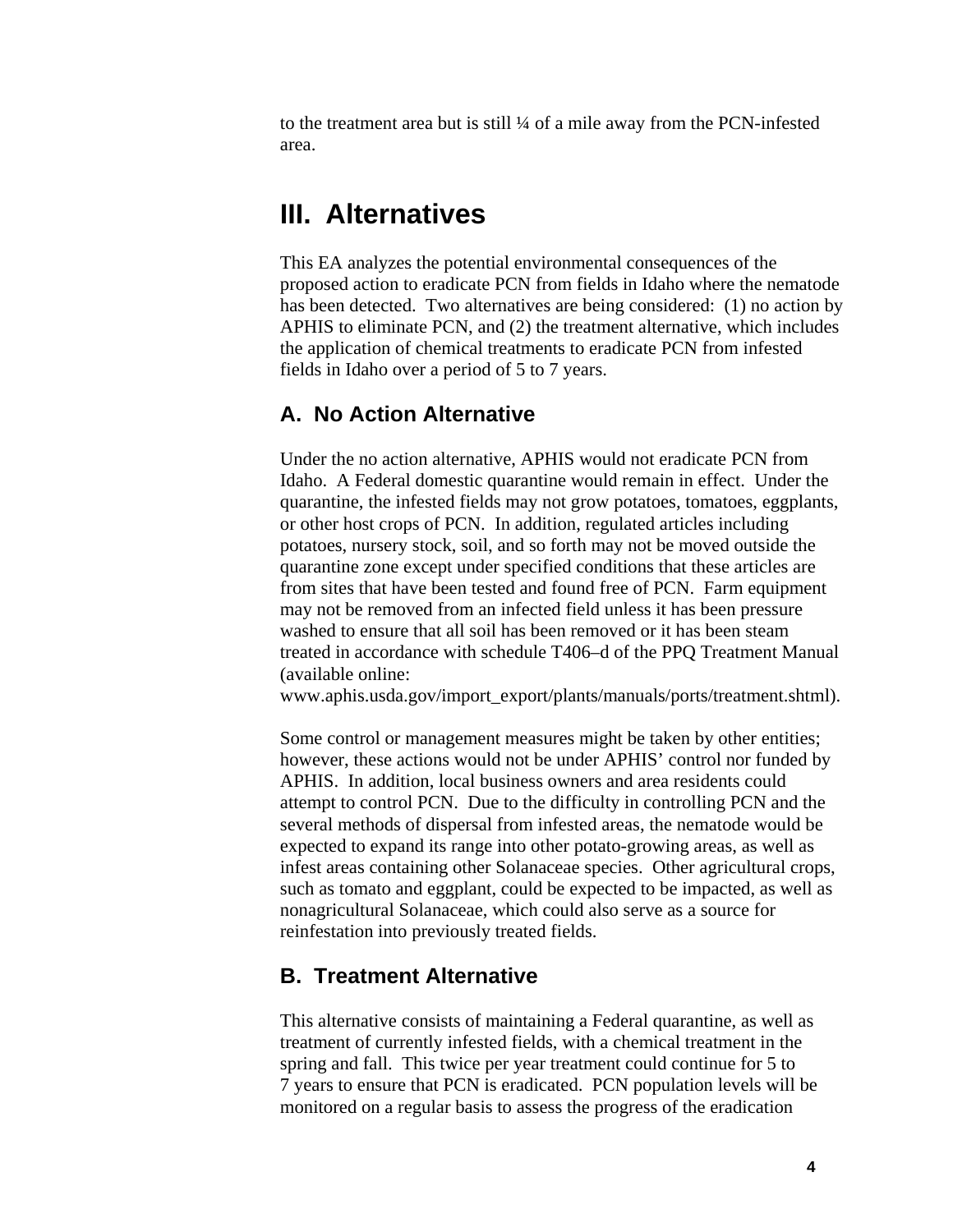to the treatment area but is still ¼ of a mile away from the PCN-infested area.

# III. Alternatives

This EA analyzes the potential environmental consequences of the proposed action to eradicate PCN from fields in Idaho where the nematode has been detected. Two alternatives are being considered: (1) no action by APHIS to eliminate PCN, and (2) the treatment alternative, which includes the application of chemical treatments to eradicate PCN from infested fields in Idaho over a period of 5 to 7 years.

## A. No Action Alternative

Under the no action alternative, APHIS would not eradicate PCN from Idaho. A Federal domestic quarantine would remain in effect. Under the quarantine, the infested fields may not grow potatoes, tomatoes, eggplants, or other host crops of PCN. In addition, regulated articles including potatoes, nursery stock, soil, and so forth may not be moved outside the quarantine zone except under specified conditions that these articles are from sites that have been tested and found free of PCN. Farm equipment may not be removed from an infected field unless it has been pressure washed to ensure that all soil has been removed or it has been steam treated in accordance with schedule T406–d of the PPQ Treatment Manual (available online: www.aphis.usda.gov/import_export/plants/manuals/ports/treatment.shtml).

Some control or management measures might be taken by other entities; however, these actions would not be under APHIS' control nor funded by APHIS. In addition, local business owners and area residents could attempt to control PCN. Due to the difficulty in controlling PCN and the several methods of dispersal from infested areas, the nematode would be expected to expand its range into other potato-growing areas, as well as infest areas containing other Solanaceae species. Other agricultural crops, such as tomato and eggplant, could be expected to be impacted, as well as nonagricultural Solanaceae, which could also serve as a source for reinfestation into previously treated fields.

## B. Treatment Alternative

This alternative consists of maintaining a Federal quarantine, as well as treatment of currently infested fields, with a chemical treatment in the spring and fall. This twice per year treatment could continue for 5 to 7 years to ensure that PCN is eradicated. PCN population levels will be monitored on a regular basis to assess the progress of the eradication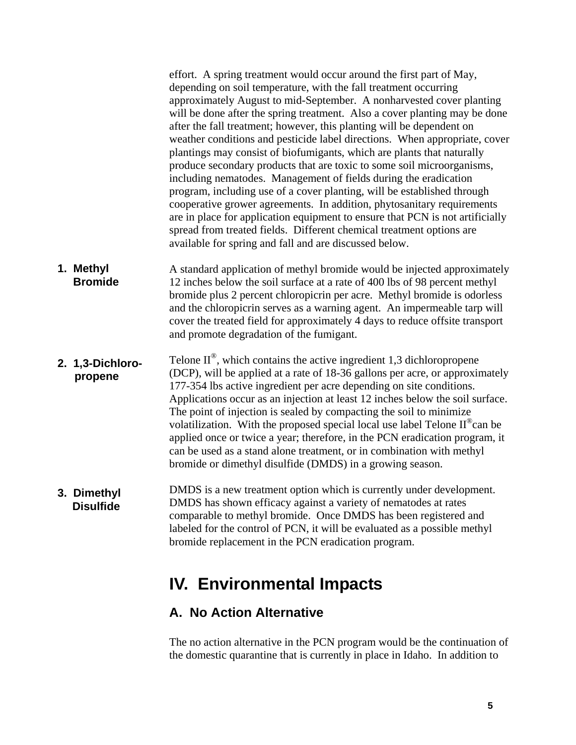effort. A spring treatment would occur around the first part of May, depending on soil temperature, with the fall treatment occurring approximately August to mid-September. A nonharvested cover planting will be done after the spring treatment. Also a cover planting may be done after the fall treatment; however, this planting will be dependent on weather conditions and pesticide label directions. When appropriate, cover plantings may consist of biofumigants, which are plants that naturally produce secondary products that are toxic to some soil microorganisms, including nematodes. Management of fields during the eradication program, including use of a cover planting, will be established through cooperative grower agreements. In addition, phytosanitary requirements are in place for application equipment to ensure that PCN is not artificially spread from treated fields. Different chemical treatment options are available for spring and fall and are discussed below.

**1. Methyl Bromide**

A standard application of methyl bromide would be injected approximately 12 inches below the soil surface at a rate of 400 lbs of 98 percent methyl bromide plus 2 percent chloropicrin per acre. Methyl bromide is odorless and the chloropicrin serves as a warning agent. An impermeable tarp will cover the treated field for approximately 4 days to reduce offsite transport and promote degradation of the fumigant.

**2. 1,3-Dichloro-propene**

Telone II®, which contains the active ingredient 1,3 dichloropropene (DCP), will be applied at a rate of 18-36 gallons per acre, or approximately 177-354 lbs active ingredient per acre depending on site conditions. Applications occur as an injection at least 12 inches below the soil surface. The point of injection is sealed by compacting the soil to minimize volatilization. With the proposed special local use label Telone II® can be applied once or twice a year; therefore, in the PCN eradication program, it can be used as a stand alone treatment, or in combination with methyl bromide or dimethyl disulfide (DMDS) in a growing season.

**3. Dimethyl Disulfide**

DMDS is a new treatment option which is currently under development. DMDS has shown efficacy against a variety of nematodes at rates comparable to methyl bromide. Once DMDS has been registered and labeled for the control of PCN, it will be evaluated as a possible methyl bromide replacement in the PCN eradication program.

# IV. Environmental Impacts

## A. No Action Alternative

The no action alternative in the PCN program would be the continuation of the domestic quarantine that is currently in place in Idaho. In addition to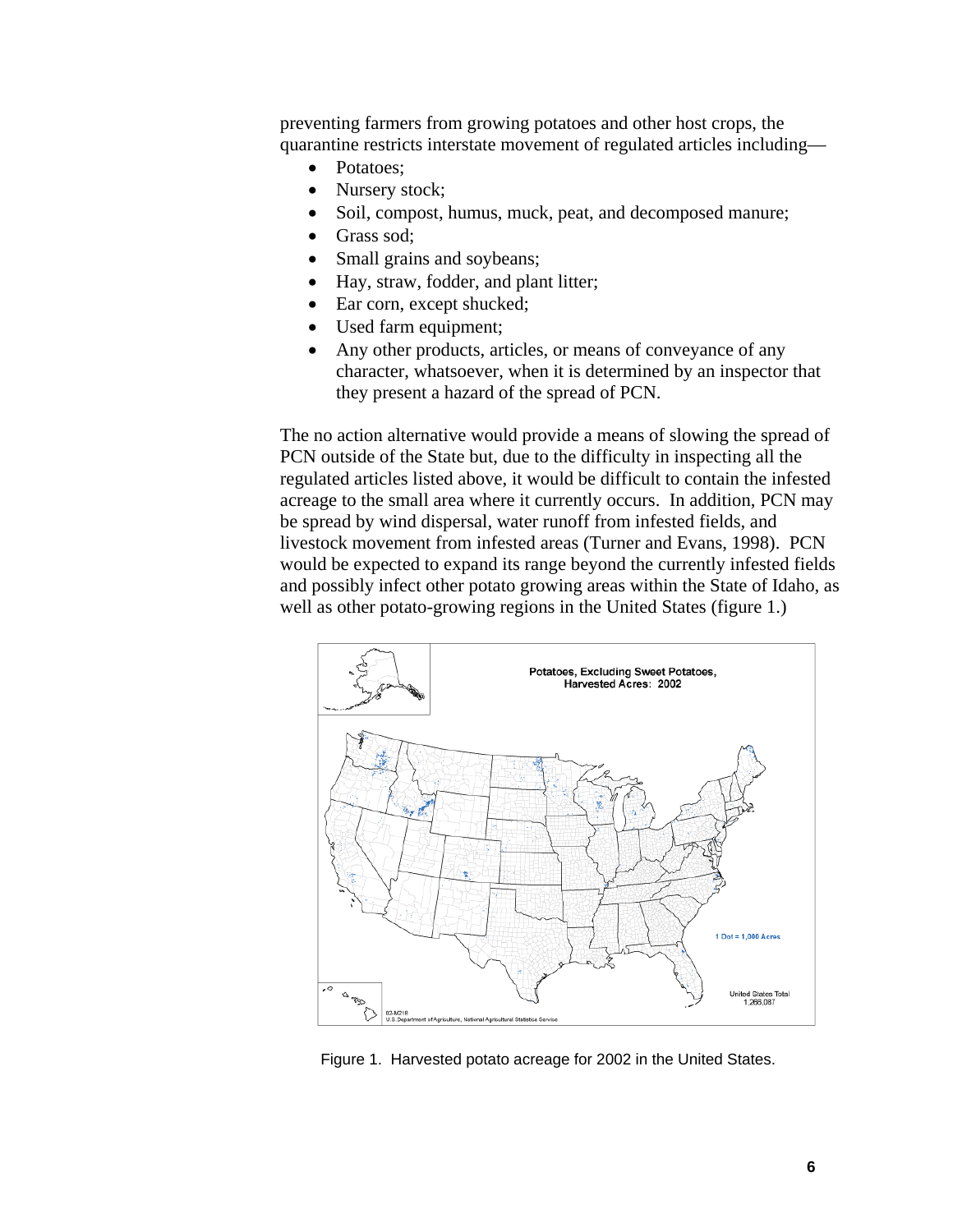preventing farmers from growing potatoes and other host crops, the quarantine restricts interstate movement of regulated articles including—

- Potatoes;
- Nursery stock;
- Soil, compost, humus, muck, peat, and decomposed manure;
- Grass sod;
- Small grains and soybeans;
- Hay, straw, fodder, and plant litter;
- Ear corn, except shucked;
- Used farm equipment;
- Any other products, articles, or means of conveyance of any character, whatsoever, when it is determined by an inspector that they present a hazard of the spread of PCN.

The no action alternative would provide a means of slowing the spread of PCN outside of the State but, due to the difficulty in inspecting all the regulated articles listed above, it would be difficult to contain the infested acreage to the small area where it currently occurs. In addition, PCN may be spread by wind dispersal, water runoff from infested fields, and livestock movement from infested areas (Turner and Evans, 1998). PCN would be expected to expand its range beyond the currently infested fields and possibly infect other potato growing areas within the State of Idaho, as well as other potato-growing regions in the United States (figure 1.)

Figure 1. Harvested potato acreage for 2002 in the United States.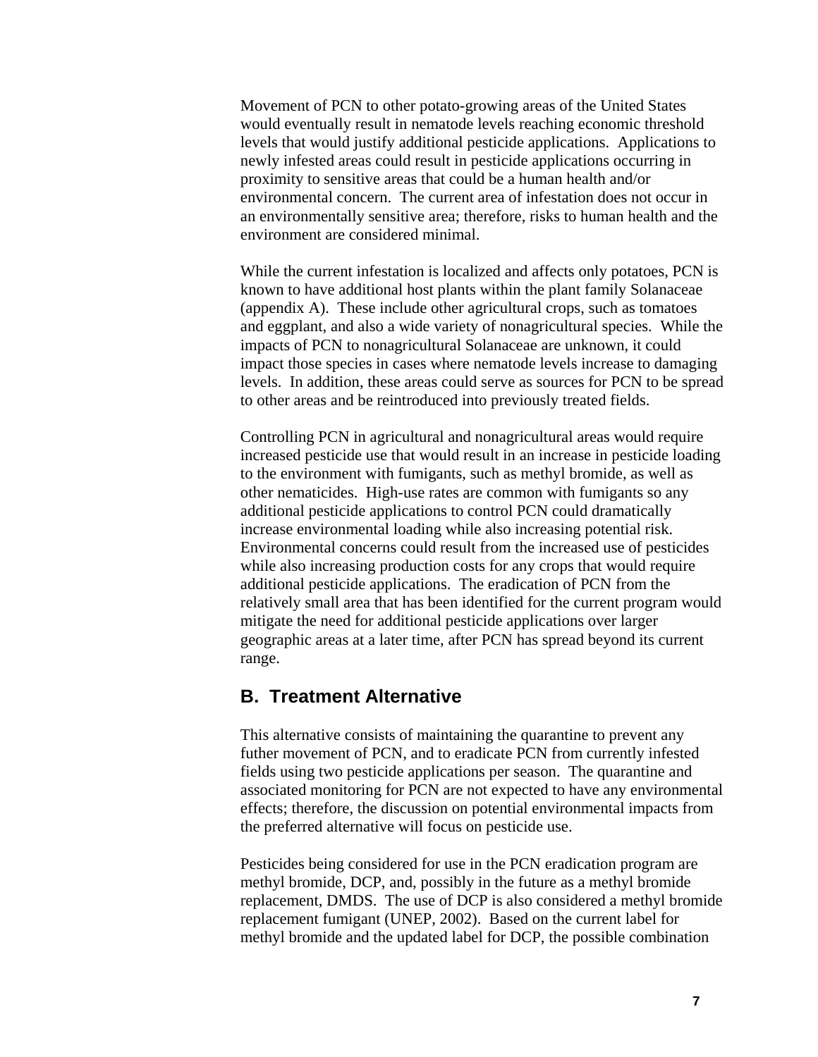Movement of PCN to other potato-growing areas of the United States would eventually result in nematode levels reaching economic threshold levels that would justify additional pesticide applications. Applications to newly infested areas could result in pesticide applications occurring in proximity to sensitive areas that could be a human health and/or environmental concern. The current area of infestation does not occur in an environmentally sensitive area; therefore, risks to human health and the environment are considered minimal.

While the current infestation is localized and affects only potatoes, PCN is known to have additional host plants within the plant family Solanaceae (appendix A). These include other agricultural crops, such as tomatoes and eggplant, and also a wide variety of nonagricultural species. While the impacts of PCN to nonagricultural Solanaceae are unknown, it could impact those species in cases where nematode levels increase to damaging levels. In addition, these areas could serve as sources for PCN to be spread to other areas and be reintroduced into previously treated fields.

Controlling PCN in agricultural and nonagricultural areas would require increased pesticide use that would result in an increase in pesticide loading to the environment with fumigants, such as methyl bromide, as well as other nematicides. High-use rates are common with fumigants so any additional pesticide applications to control PCN could dramatically increase environmental loading while also increasing potential risk. Environmental concerns could result from the increased use of pesticides while also increasing production costs for any crops that would require additional pesticide applications. The eradication of PCN from the relatively small area that has been identified for the current program would mitigate the need for additional pesticide applications over larger geographic areas at a later time, after PCN has spread beyond its current range.

## B. Treatment Alternative

This alternative consists of maintaining the quarantine to prevent any futher movement of PCN, and to eradicate PCN from currently infested fields using two pesticide applications per season. The quarantine and associated monitoring for PCN are not expected to have any environmental effects; therefore, the discussion on potential environmental impacts from the preferred alternative will focus on pesticide use.

Pesticides being considered for use in the PCN eradication program are methyl bromide, DCP, and, possibly in the future as a methyl bromide replacement, DMDS. The use of DCP is also considered a methyl bromide replacement fumigant (UNEP, 2002). Based on the current label for methyl bromide and the updated label for DCP, the possible combination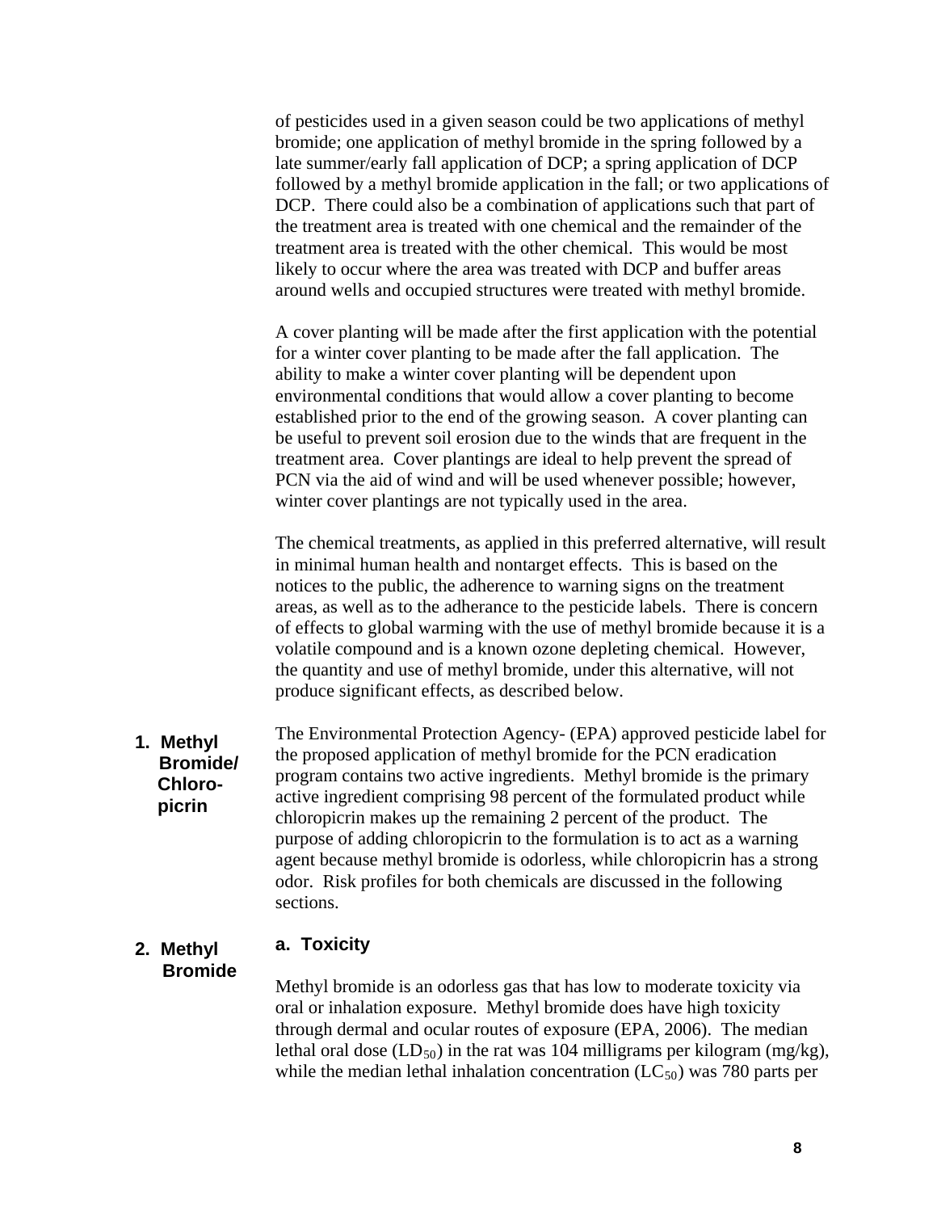of pesticides used in a given season could be two applications of methyl bromide; one application of methyl bromide in the spring followed by a late summer/early fall application of DCP; a spring application of DCP followed by a methyl bromide application in the fall; or two applications of DCP. There could also be a combination of applications such that part of the treatment area is treated with one chemical and the remainder of the treatment area is treated with the other chemical. This would be most likely to occur where the area was treated with DCP and buffer areas around wells and occupied structures were treated with methyl bromide.

A cover planting will be made after the first application with the potential for a winter cover planting to be made after the fall application. The ability to make a winter cover planting will be dependent upon environmental conditions that would allow a cover planting to become established prior to the end of the growing season. A cover planting can be useful to prevent soil erosion due to the winds that are frequent in the treatment area. Cover plantings are ideal to help prevent the spread of PCN via the aid of wind and will be used whenever possible; however, winter cover plantings are not typically used in the area.

The chemical treatments, as applied in this preferred alternative, will result in minimal human health and nontarget effects. This is based on the notices to the public, the adherence to warning signs on the treatment areas, as well as to the adherance to the pesticide labels. There is concern of effects to global warming with the use of methyl bromide because it is a volatile compound and is a known ozone depleting chemical. However, the quantity and use of methyl bromide, under this alternative, will not produce significant effects, as described below.

## 1. Methyl Bromide/ Chloropicrin

The Environmental Protection Agency- (EPA) approved pesticide label for the proposed application of methyl bromide for the PCN eradication program contains two active ingredients. Methyl bromide is the primary active ingredient comprising 98 percent of the formulated product while chloropicrin makes up the remaining 2 percent of the product. The purpose of adding chloropicrin to the formulation is to act as a warning agent because methyl bromide is odorless, while chloropicrin has a strong odor. Risk profiles for both chemicals are discussed in the following sections.

## 2. Methyl Bromide

### a. Toxicity

Methyl bromide is an odorless gas that has low to moderate toxicity via oral or inhalation exposure. Methyl bromide does have high toxicity through dermal and ocular routes of exposure (EPA, 2006). The median lethal oral dose ($LD_{50}$) in the rat was 104 milligrams per kilogram (mg/kg), while the median lethal inhalation concentration ($LC_{50}$) was 780 parts per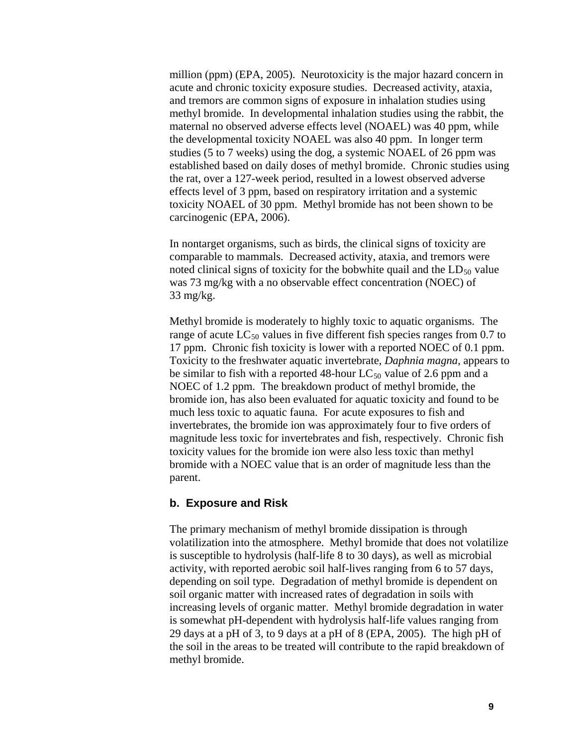million (ppm) (EPA, 2005). Neurotoxicity is the major hazard concern in acute and chronic toxicity exposure studies. Decreased activity, ataxia, and tremors are common signs of exposure in inhalation studies using methyl bromide. In developmental inhalation studies using the rabbit, the maternal no observed adverse effects level (NOAEL) was 40 ppm, while the developmental toxicity NOAEL was also 40 ppm. In longer term studies (5 to 7 weeks) using the dog, a systemic NOAEL of 26 ppm was established based on daily doses of methyl bromide. Chronic studies using the rat, over a 127-week period, resulted in a lowest observed adverse effects level of 3 ppm, based on respiratory irritation and a systemic toxicity NOAEL of 30 ppm. Methyl bromide has not been shown to be carcinogenic (EPA, 2006).

In nontarget organisms, such as birds, the clinical signs of toxicity are comparable to mammals. Decreased activity, ataxia, and tremors were noted clinical signs of toxicity for the bobwhite quail and the $LD_{50}$ value was 73 mg/kg with a no observable effect concentration (NOEC) of 33 mg/kg.

Methyl bromide is moderately to highly toxic to aquatic organisms. The range of acute $LC_{50}$ values in five different fish species ranges from 0.7 to 17 ppm. Chronic fish toxicity is lower with a reported NOEC of 0.1 ppm. Toxicity to the freshwater aquatic invertebrate, *Daphnia magna*, appears to be similar to fish with a reported 48-hour $LC_{50}$ value of 2.6 ppm and a NOEC of 1.2 ppm. The breakdown product of methyl bromide, the bromide ion, has also been evaluated for aquatic toxicity and found to be much less toxic to aquatic fauna. For acute exposures to fish and invertebrates, the bromide ion was approximately four to five orders of magnitude less toxic for invertebrates and fish, respectively. Chronic fish toxicity values for the bromide ion were also less toxic than methyl bromide with a NOEC value that is an order of magnitude less than the parent.

### b. Exposure and Risk

The primary mechanism of methyl bromide dissipation is through volatilization into the atmosphere. Methyl bromide that does not volatilize is susceptible to hydrolysis (half-life 8 to 30 days), as well as microbial activity, with reported aerobic soil half-lives ranging from 6 to 57 days, depending on soil type. Degradation of methyl bromide is dependent on soil organic matter with increased rates of degradation in soils with increasing levels of organic matter. Methyl bromide degradation in water is somewhat pH-dependent with hydrolysis half-life values ranging from 29 days at a pH of 3, to 9 days at a pH of 8 (EPA, 2005). The high pH of the soil in the areas to be treated will contribute to the rapid breakdown of methyl bromide.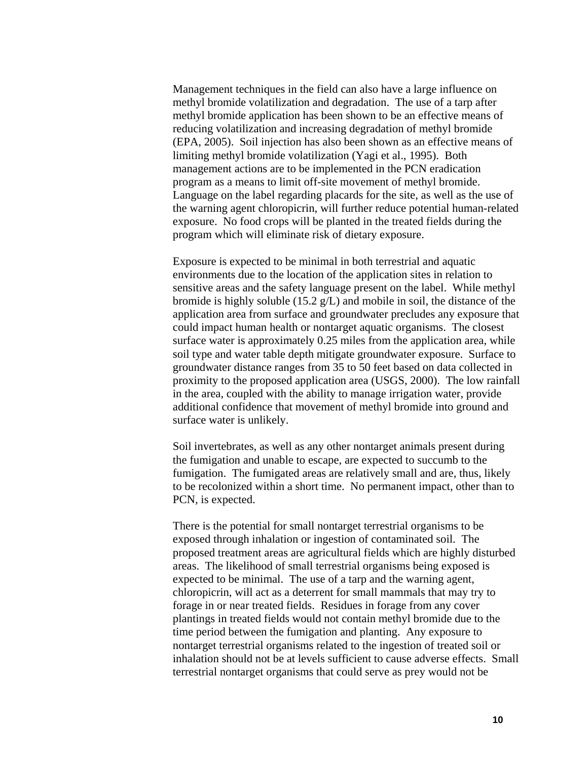Management techniques in the field can also have a large influence on methyl bromide volatilization and degradation. The use of a tarp after methyl bromide application has been shown to be an effective means of reducing volatilization and increasing degradation of methyl bromide (EPA, 2005). Soil injection has also been shown as an effective means of limiting methyl bromide volatilization (Yagi et al., 1995). Both management actions are to be implemented in the PCN eradication program as a means to limit off-site movement of methyl bromide. Language on the label regarding placards for the site, as well as the use of the warning agent chloropicrin, will further reduce potential human-related exposure. No food crops will be planted in the treated fields during the program which will eliminate risk of dietary exposure.

Exposure is expected to be minimal in both terrestrial and aquatic environments due to the location of the application sites in relation to sensitive areas and the safety language present on the label. While methyl bromide is highly soluble (15.2 g/L) and mobile in soil, the distance of the application area from surface and groundwater precludes any exposure that could impact human health or nontarget aquatic organisms. The closest surface water is approximately 0.25 miles from the application area, while soil type and water table depth mitigate groundwater exposure. Surface to groundwater distance ranges from 35 to 50 feet based on data collected in proximity to the proposed application area (USGS, 2000). The low rainfall in the area, coupled with the ability to manage irrigation water, provide additional confidence that movement of methyl bromide into ground and surface water is unlikely.

Soil invertebrates, as well as any other nontarget animals present during the fumigation and unable to escape, are expected to succumb to the fumigation. The fumigated areas are relatively small and are, thus, likely to be recolonized within a short time. No permanent impact, other than to PCN, is expected.

There is the potential for small nontarget terrestrial organisms to be exposed through inhalation or ingestion of contaminated soil. The proposed treatment areas are agricultural fields which are highly disturbed areas. The likelihood of small terrestrial organisms being exposed is expected to be minimal. The use of a tarp and the warning agent, chloropicrin, will act as a deterrent for small mammals that may try to forage in or near treated fields. Residues in forage from any cover plantings in treated fields would not contain methyl bromide due to the time period between the fumigation and planting. Any exposure to nontarget terrestrial organisms related to the ingestion of treated soil or inhalation should not be at levels sufficient to cause adverse effects. Small terrestrial nontarget organisms that could serve as prey would not be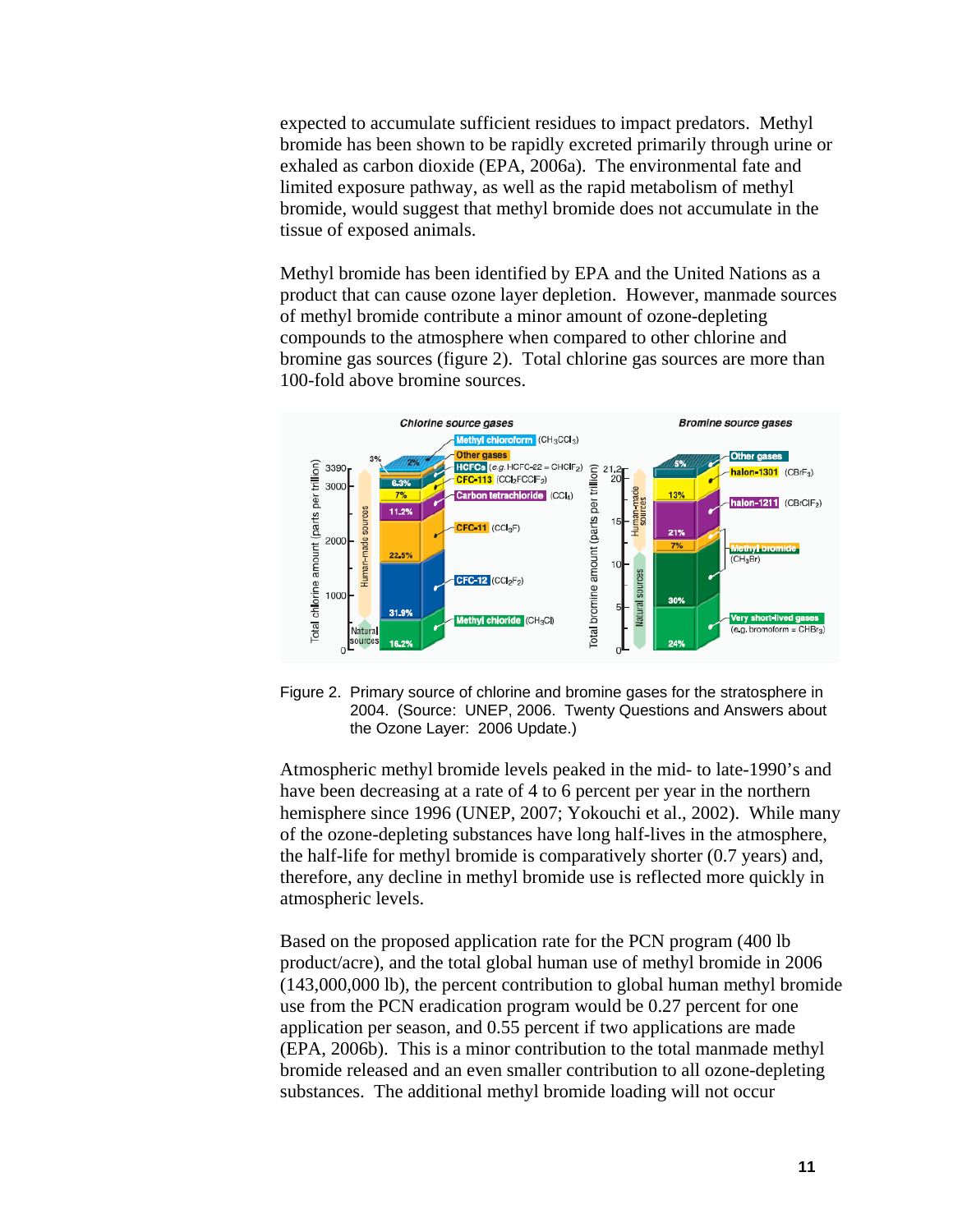expected to accumulate sufficient residues to impact predators. Methyl bromide has been shown to be rapidly excreted primarily through urine or exhaled as carbon dioxide (EPA, 2006a). The environmental fate and limited exposure pathway, as well as the rapid metabolism of methyl bromide, would suggest that methyl bromide does not accumulate in the tissue of exposed animals.

Methyl bromide has been identified by EPA and the United Nations as a product that can cause ozone layer depletion. However, manmade sources of methyl bromide contribute a minor amount of ozone-depleting compounds to the atmosphere when compared to other chlorine and bromine gas sources (figure 2). Total chlorine gas sources are more than 100-fold above bromine sources.

Figure 2. Primary source of chlorine and bromine gases for the stratosphere in 2004. (Source: UNEP, 2006. Twenty Questions and Answers about the Ozone Layer: 2006 Update.)

Atmospheric methyl bromide levels peaked in the mid- to late-1990's and have been decreasing at a rate of 4 to 6 percent per year in the northern hemisphere since 1996 (UNEP, 2007; Yokouchi et al., 2002). While many of the ozone-depleting substances have long half-lives in the atmosphere, the half-life for methyl bromide is comparatively shorter (0.7 years) and, therefore, any decline in methyl bromide use is reflected more quickly in atmospheric levels.

Based on the proposed application rate for the PCN program (400 lb product/acre), and the total global human use of methyl bromide in 2006 (143,000,000 lb), the percent contribution to global human methyl bromide use from the PCN eradication program would be 0.27 percent for one application per season, and 0.55 percent if two applications are made (EPA, 2006b). This is a minor contribution to the total manmade methyl bromide released and an even smaller contribution to all ozone-depleting substances. The additional methyl bromide loading will not occur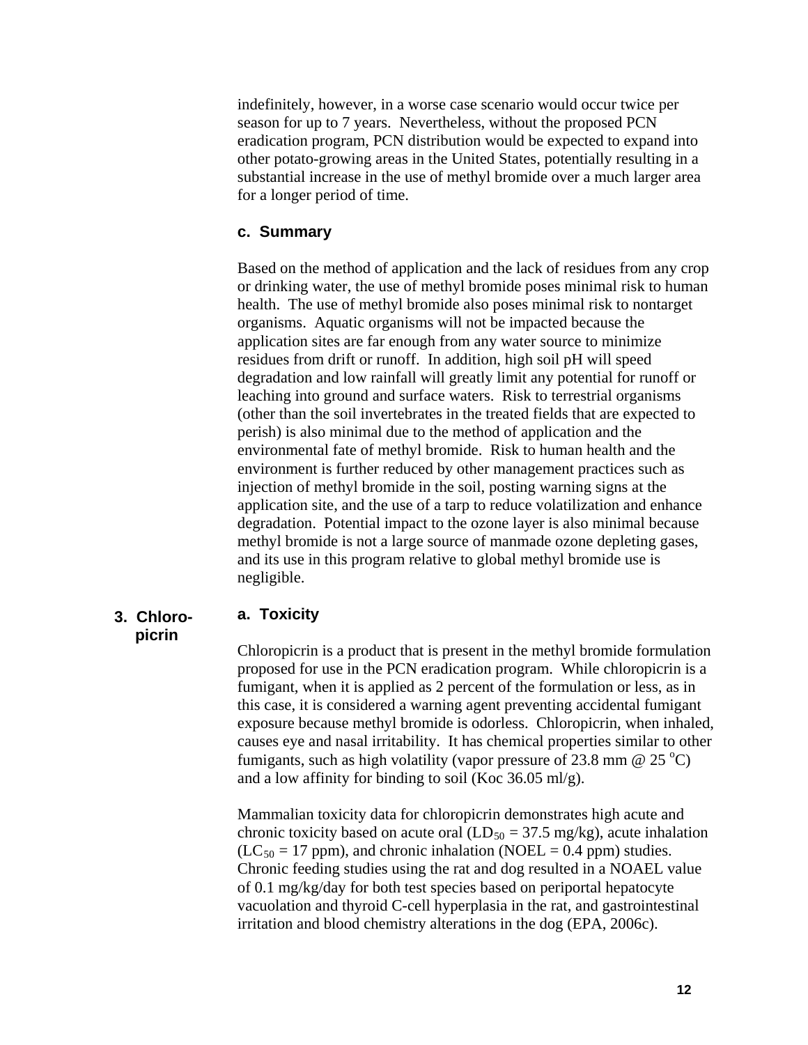indefinitely, however, in a worse case scenario would occur twice per season for up to 7 years. Nevertheless, without the proposed PCN eradication program, PCN distribution would be expected to expand into other potato-growing areas in the United States, potentially resulting in a substantial increase in the use of methyl bromide over a much larger area for a longer period of time.

#### c. Summary

Based on the method of application and the lack of residues from any crop or drinking water, the use of methyl bromide poses minimal risk to human health. The use of methyl bromide also poses minimal risk to nontarget organisms. Aquatic organisms will not be impacted because the application sites are far enough from any water source to minimize residues from drift or runoff. In addition, high soil pH will speed degradation and low rainfall will greatly limit any potential for runoff or leaching into ground and surface waters. Risk to terrestrial organisms (other than the soil invertebrates in the treated fields that are expected to perish) is also minimal due to the method of application and the environmental fate of methyl bromide. Risk to human health and the environment is further reduced by other management practices such as injection of methyl bromide in the soil, posting warning signs at the application site, and the use of a tarp to reduce volatilization and enhance degradation. Potential impact to the ozone layer is also minimal because methyl bromide is not a large source of manmade ozone depleting gases, and its use in this program relative to global methyl bromide use is negligible.

### 3. Chloropicrin

#### a. Toxicity

Chloropicrin is a product that is present in the methyl bromide formulation proposed for use in the PCN eradication program. While chloropicrin is a fumigant, when it is applied as 2 percent of the formulation or less, as in this case, it is considered a warning agent preventing accidental fumigant exposure because methyl bromide is odorless. Chloropicrin, when inhaled, causes eye and nasal irritability. It has chemical properties similar to other fumigants, such as high volatility (vapor pressure of 23.8 mm @ 25 $^{o}$C) and a low affinity for binding to soil (Koc 36.05 ml/g).

Mammalian toxicity data for chloropicrin demonstrates high acute and chronic toxicity based on acute oral ($LD_{50}$ = 37.5 mg/kg), acute inhalation ($LC_{50}$ = 17 ppm), and chronic inhalation (NOEL = 0.4 ppm) studies. Chronic feeding studies using the rat and dog resulted in a NOAEL value of 0.1 mg/kg/day for both test species based on periportal hepatocyte vacuolation and thyroid C-cell hyperplasia in the rat, and gastrointestinal irritation and blood chemistry alterations in the dog (EPA, 2006c).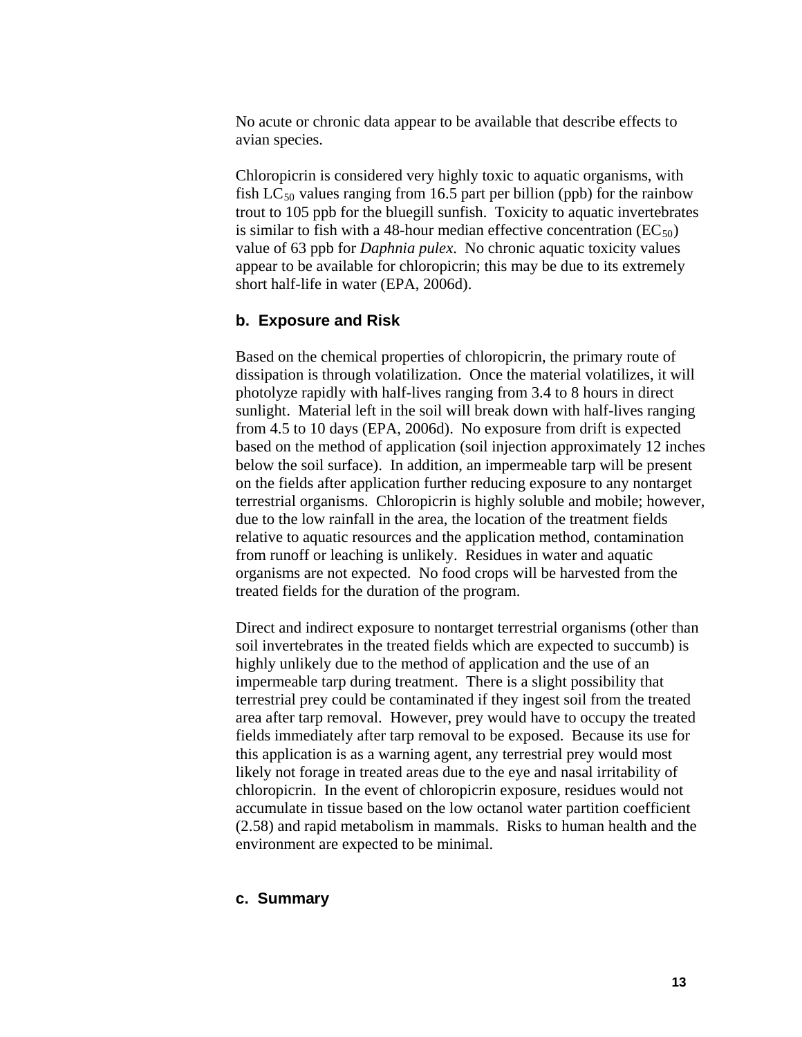No acute or chronic data appear to be available that describe effects to avian species.

Chloropicrin is considered very highly toxic to aquatic organisms, with fish $LC_{50}$ values ranging from 16.5 part per billion (ppb) for the rainbow trout to 105 ppb for the bluegill sunfish. Toxicity to aquatic invertebrates is similar to fish with a 48-hour median effective concentration ($EC_{50}$) value of 63 ppb for *Daphnia pulex*. No chronic aquatic toxicity values appear to be available for chloropicrin; this may be due to its extremely short half-life in water (EPA, 2006d).

### b. Exposure and Risk

Based on the chemical properties of chloropicrin, the primary route of dissipation is through volatilization. Once the material volatilizes, it will photolyze rapidly with half-lives ranging from 3.4 to 8 hours in direct sunlight. Material left in the soil will break down with half-lives ranging from 4.5 to 10 days (EPA, 2006d). No exposure from drift is expected based on the method of application (soil injection approximately 12 inches below the soil surface). In addition, an impermeable tarp will be present on the fields after application further reducing exposure to any nontarget terrestrial organisms. Chloropicrin is highly soluble and mobile; however, due to the low rainfall in the area, the location of the treatment fields relative to aquatic resources and the application method, contamination from runoff or leaching is unlikely. Residues in water and aquatic organisms are not expected. No food crops will be harvested from the treated fields for the duration of the program.

Direct and indirect exposure to nontarget terrestrial organisms (other than soil invertebrates in the treated fields which are expected to succumb) is highly unlikely due to the method of application and the use of an impermeable tarp during treatment. There is a slight possibility that terrestrial prey could be contaminated if they ingest soil from the treated area after tarp removal. However, prey would have to occupy the treated fields immediately after tarp removal to be exposed. Because its use for this application is as a warning agent, any terrestrial prey would most likely not forage in treated areas due to the eye and nasal irritability of chloropicrin. In the event of chloropicrin exposure, residues would not accumulate in tissue based on the low octanol water partition coefficient (2.58) and rapid metabolism in mammals. Risks to human health and the environment are expected to be minimal.

### c. Summary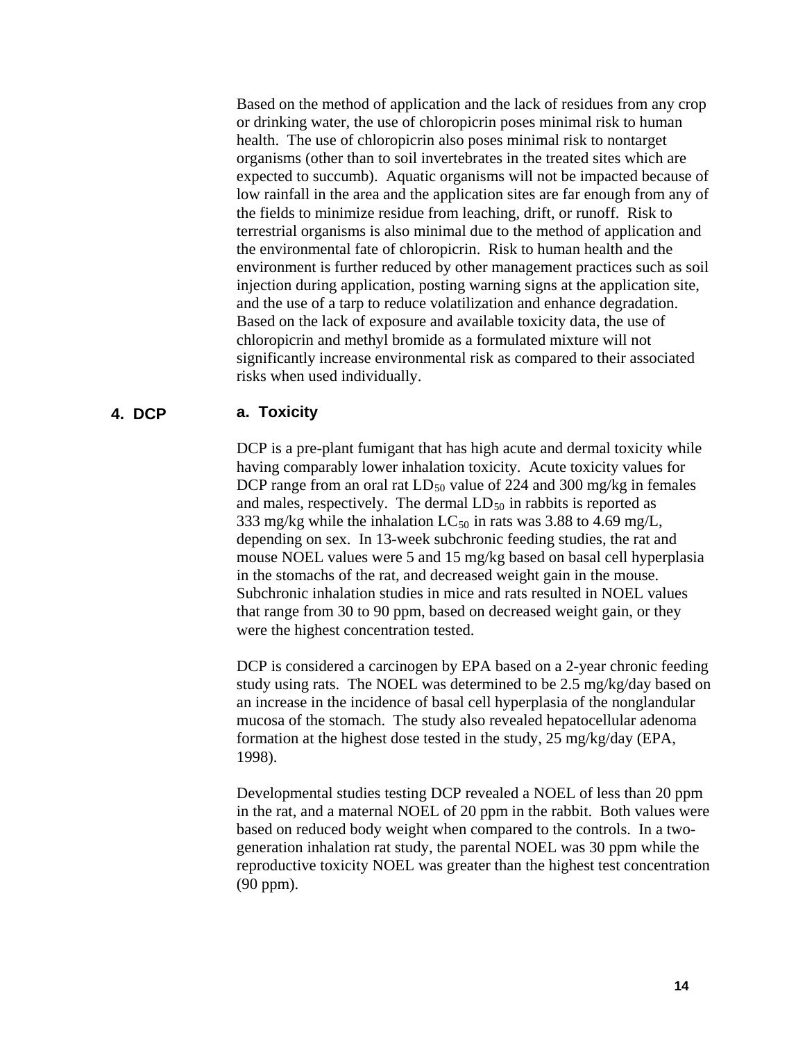Based on the method of application and the lack of residues from any crop or drinking water, the use of chloropicrin poses minimal risk to human health. The use of chloropicrin also poses minimal risk to nontarget organisms (other than to soil invertebrates in the treated sites which are expected to succumb). Aquatic organisms will not be impacted because of low rainfall in the area and the application sites are far enough from any of the fields to minimize residue from leaching, drift, or runoff. Risk to terrestrial organisms is also minimal due to the method of application and the environmental fate of chloropicrin. Risk to human health and the environment is further reduced by other management practices such as soil injection during application, posting warning signs at the application site, and the use of a tarp to reduce volatilization and enhance degradation. Based on the lack of exposure and available toxicity data, the use of chloropicrin and methyl bromide as a formulated mixture will not significantly increase environmental risk as compared to their associated risks when used individually.

## 4. DCP

### a. Toxicity

DCP is a pre-plant fumigant that has high acute and dermal toxicity while having comparably lower inhalation toxicity. Acute toxicity values for DCP range from an oral rat $LD_{50}$ value of 224 and 300 mg/kg in females and males, respectively. The dermal $LD_{50}$ in rabbits is reported as 333 mg/kg while the inhalation $LC_{50}$ in rats was 3.88 to 4.69 mg/L, depending on sex. In 13-week subchronic feeding studies, the rat and mouse NOEL values were 5 and 15 mg/kg based on basal cell hyperplasia in the stomachs of the rat, and decreased weight gain in the mouse. Subchronic inhalation studies in mice and rats resulted in NOEL values that range from 30 to 90 ppm, based on decreased weight gain, or they were the highest concentration tested.

DCP is considered a carcinogen by EPA based on a 2-year chronic feeding study using rats. The NOEL was determined to be 2.5 mg/kg/day based on an increase in the incidence of basal cell hyperplasia of the nonglandular mucosa of the stomach. The study also revealed hepatocellular adenoma formation at the highest dose tested in the study, 25 mg/kg/day (EPA, 1998).

Developmental studies testing DCP revealed a NOEL of less than 20 ppm in the rat, and a maternal NOEL of 20 ppm in the rabbit. Both values were based on reduced body weight when compared to the controls. In a two-generation inhalation rat study, the parental NOEL was 30 ppm while the reproductive toxicity NOEL was greater than the highest test concentration (90 ppm).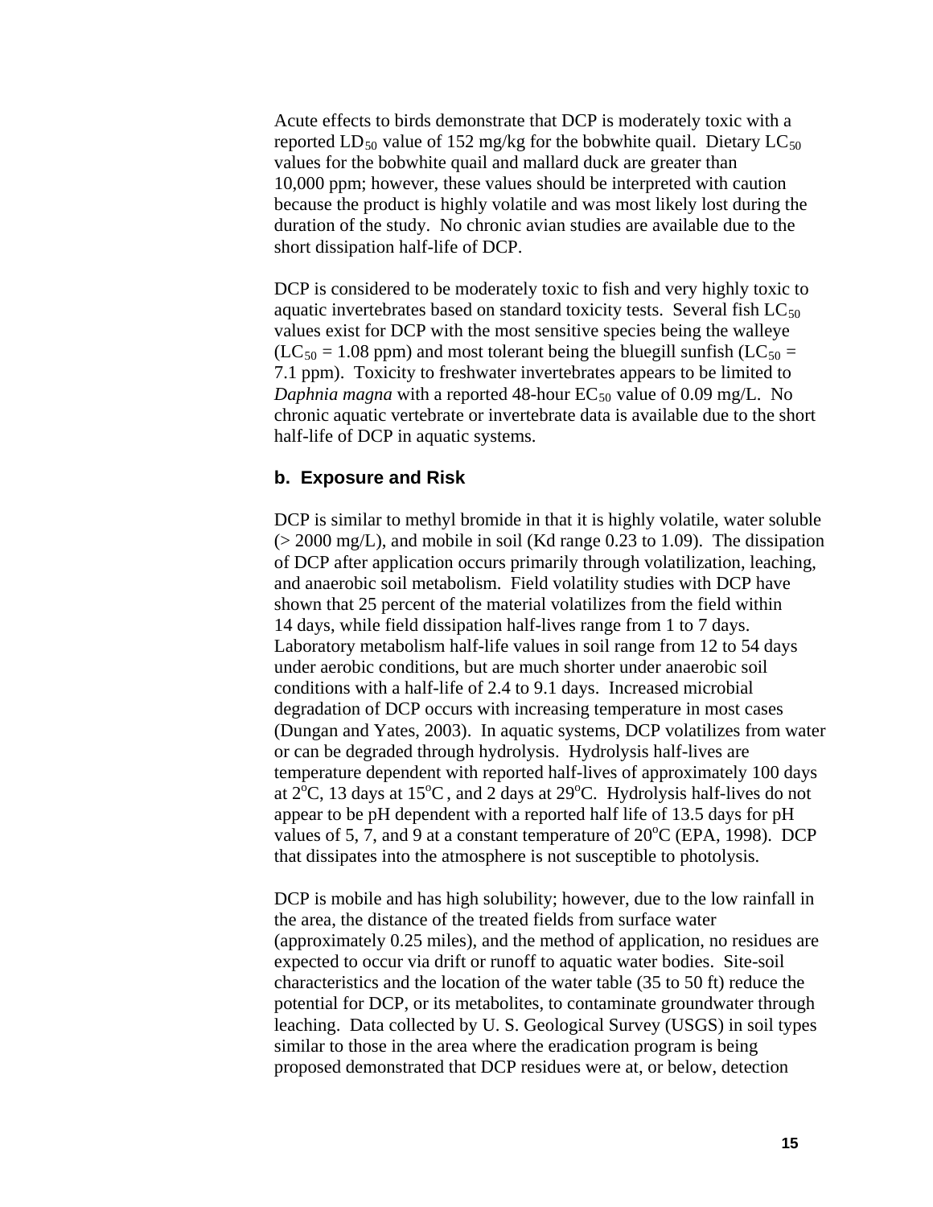Acute effects to birds demonstrate that DCP is moderately toxic with a reported $LD_{50}$ value of 152 mg/kg for the bobwhite quail. Dietary $LC_{50}$ values for the bobwhite quail and mallard duck are greater than 10,000 ppm; however, these values should be interpreted with caution because the product is highly volatile and was most likely lost during the duration of the study. No chronic avian studies are available due to the short dissipation half-life of DCP.

DCP is considered to be moderately toxic to fish and very highly toxic to aquatic invertebrates based on standard toxicity tests. Several fish $LC_{50}$ values exist for DCP with the most sensitive species being the walleye ($LC_{50}$ = 1.08 ppm) and most tolerant being the bluegill sunfish ($LC_{50}$ = 7.1 ppm). Toxicity to freshwater invertebrates appears to be limited to *Daphnia magna* with a reported 48-hour $EC_{50}$ value of 0.09 mg/L. No chronic aquatic vertebrate or invertebrate data is available due to the short half-life of DCP in aquatic systems.

### b. Exposure and Risk

DCP is similar to methyl bromide in that it is highly volatile, water soluble (> 2000 mg/L), and mobile in soil (Kd range 0.23 to 1.09). The dissipation of DCP after application occurs primarily through volatilization, leaching, and anaerobic soil metabolism. Field volatility studies with DCP have shown that 25 percent of the material volatilizes from the field within 14 days, while field dissipation half-lives range from 1 to 7 days. Laboratory metabolism half-life values in soil range from 12 to 54 days under aerobic conditions, but are much shorter under anaerobic soil conditions with a half-life of 2.4 to 9.1 days. Increased microbial degradation of DCP occurs with increasing temperature in most cases (Dungan and Yates, 2003). In aquatic systems, DCP volatilizes from water or can be degraded through hydrolysis. Hydrolysis half-lives are temperature dependent with reported half-lives of approximately 100 days at $2^{o}$C, 13 days at $15^{o}$C, and 2 days at $29^{o}$C. Hydrolysis half-lives do not appear to be pH dependent with a reported half life of 13.5 days for pH values of 5, 7, and 9 at a constant temperature of $20^{o}$C (EPA, 1998). DCP that dissipates into the atmosphere is not susceptible to photolysis.

DCP is mobile and has high solubility; however, due to the low rainfall in the area, the distance of the treated fields from surface water (approximately 0.25 miles), and the method of application, no residues are expected to occur via drift or runoff to aquatic water bodies. Site-soil characteristics and the location of the water table (35 to 50 ft) reduce the potential for DCP, or its metabolites, to contaminate groundwater through leaching. Data collected by U. S. Geological Survey (USGS) in soil types similar to those in the area where the eradication program is being proposed demonstrated that DCP residues were at, or below, detection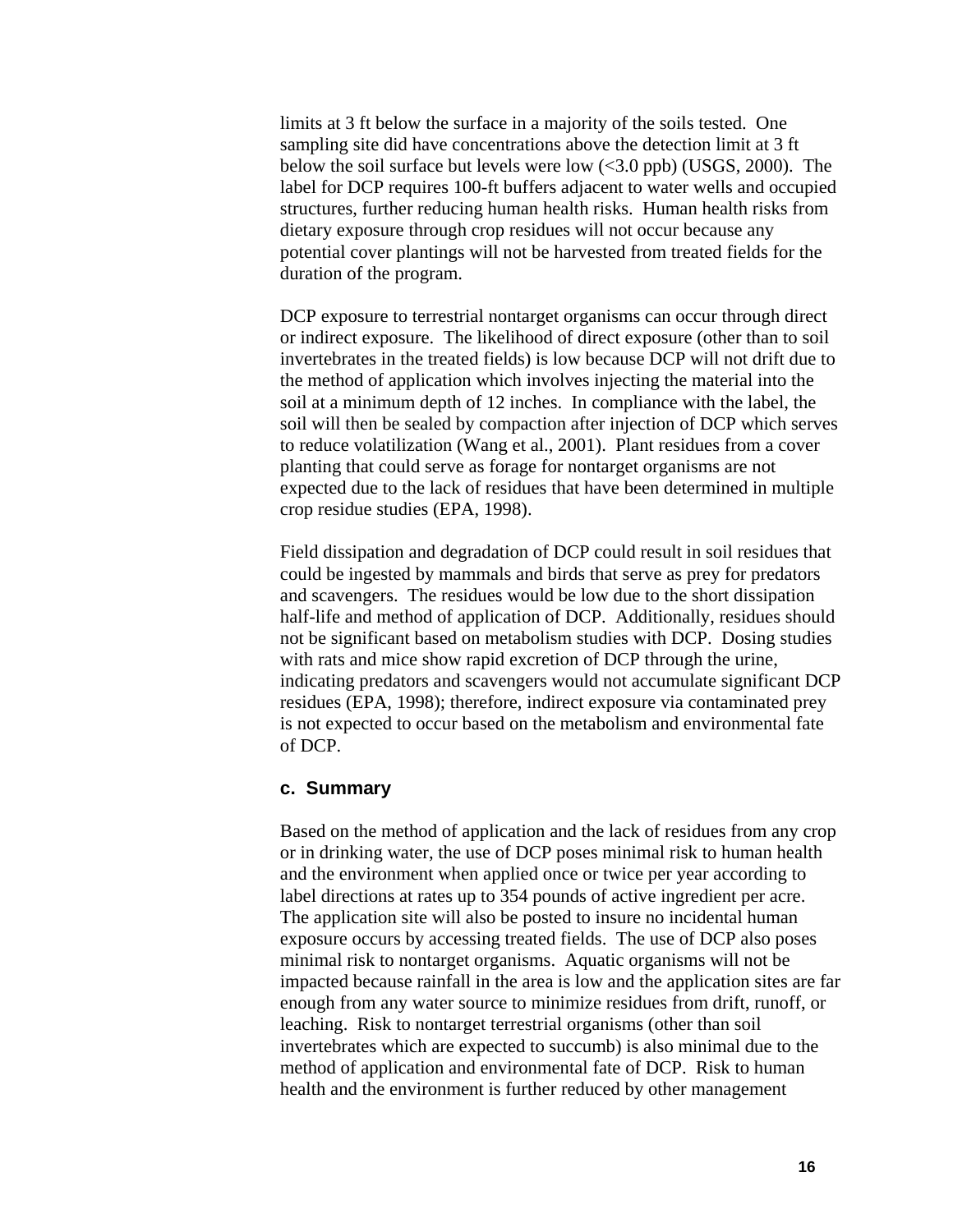limits at 3 ft below the surface in a majority of the soils tested. One sampling site did have concentrations above the detection limit at 3 ft below the soil surface but levels were low (<3.0 ppb) (USGS, 2000). The label for DCP requires 100-ft buffers adjacent to water wells and occupied structures, further reducing human health risks. Human health risks from dietary exposure through crop residues will not occur because any potential cover plantings will not be harvested from treated fields for the duration of the program.

DCP exposure to terrestrial nontarget organisms can occur through direct or indirect exposure. The likelihood of direct exposure (other than to soil invertebrates in the treated fields) is low because DCP will not drift due to the method of application which involves injecting the material into the soil at a minimum depth of 12 inches. In compliance with the label, the soil will then be sealed by compaction after injection of DCP which serves to reduce volatilization (Wang et al., 2001). Plant residues from a cover planting that could serve as forage for nontarget organisms are not expected due to the lack of residues that have been determined in multiple crop residue studies (EPA, 1998).

Field dissipation and degradation of DCP could result in soil residues that could be ingested by mammals and birds that serve as prey for predators and scavengers. The residues would be low due to the short dissipation half-life and method of application of DCP. Additionally, residues should not be significant based on metabolism studies with DCP. Dosing studies with rats and mice show rapid excretion of DCP through the urine, indicating predators and scavengers would not accumulate significant DCP residues (EPA, 1998); therefore, indirect exposure via contaminated prey is not expected to occur based on the metabolism and environmental fate of DCP.

#### c. Summary

Based on the method of application and the lack of residues from any crop or in drinking water, the use of DCP poses minimal risk to human health and the environment when applied once or twice per year according to label directions at rates up to 354 pounds of active ingredient per acre. The application site will also be posted to insure no incidental human exposure occurs by accessing treated fields. The use of DCP also poses minimal risk to nontarget organisms. Aquatic organisms will not be impacted because rainfall in the area is low and the application sites are far enough from any water source to minimize residues from drift, runoff, or leaching. Risk to nontarget terrestrial organisms (other than soil invertebrates which are expected to succumb) is also minimal due to the method of application and environmental fate of DCP. Risk to human health and the environment is further reduced by other management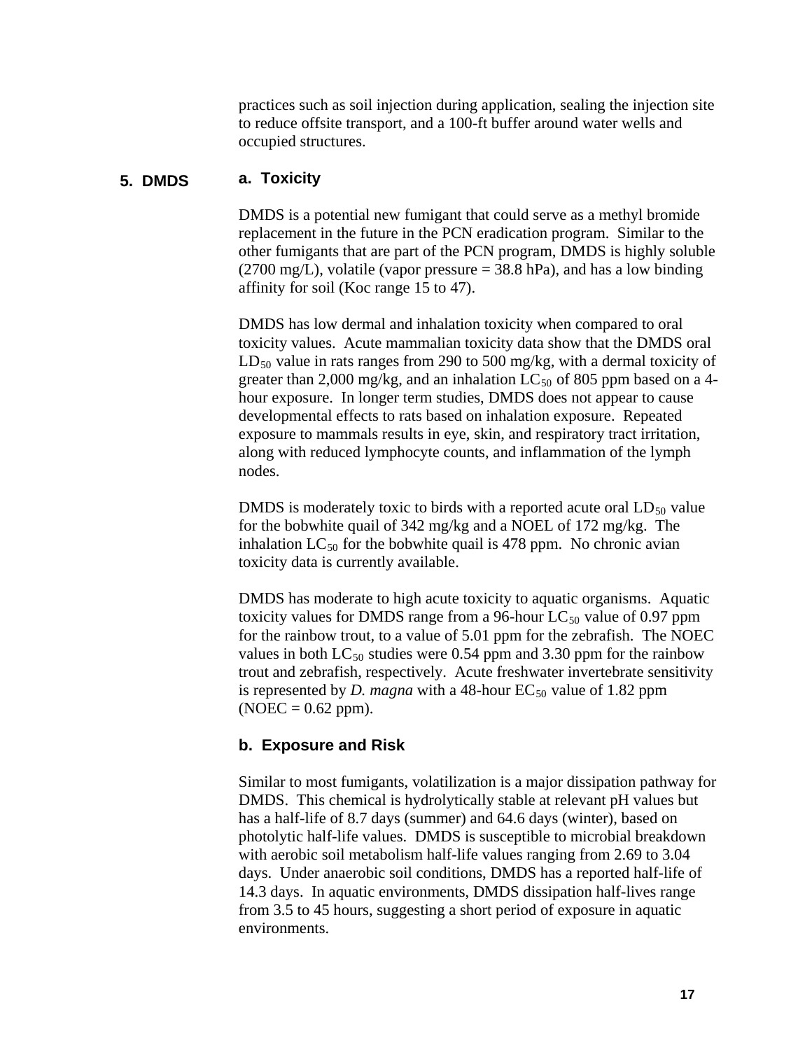practices such as soil injection during application, sealing the injection site to reduce offsite transport, and a 100-ft buffer around water wells and occupied structures.

## 5. DMDS

### a. Toxicity

DMDS is a potential new fumigant that could serve as a methyl bromide replacement in the future in the PCN eradication program. Similar to the other fumigants that are part of the PCN program, DMDS is highly soluble (2700 mg/L), volatile (vapor pressure = 38.8 hPa), and has a low binding affinity for soil (Koc range 15 to 47).

DMDS has low dermal and inhalation toxicity when compared to oral toxicity values. Acute mammalian toxicity data show that the DMDS oral $LD_{50}$ value in rats ranges from 290 to 500 mg/kg, with a dermal toxicity of greater than 2,000 mg/kg, and an inhalation $LC_{50}$ of 805 ppm based on a 4-hour exposure. In longer term studies, DMDS does not appear to cause developmental effects to rats based on inhalation exposure. Repeated exposure to mammals results in eye, skin, and respiratory tract irritation, along with reduced lymphocyte counts, and inflammation of the lymph nodes.

DMDS is moderately toxic to birds with a reported acute oral $LD_{50}$ value for the bobwhite quail of 342 mg/kg and a NOEL of 172 mg/kg. The inhalation $LC_{50}$ for the bobwhite quail is 478 ppm. No chronic avian toxicity data is currently available.

DMDS has moderate to high acute toxicity to aquatic organisms. Aquatic toxicity values for DMDS range from a 96-hour $LC_{50}$ value of 0.97 ppm for the rainbow trout, to a value of 5.01 ppm for the zebrafish. The NOEC values in both $LC_{50}$ studies were 0.54 ppm and 3.30 ppm for the rainbow trout and zebrafish, respectively. Acute freshwater invertebrate sensitivity is represented by *D. magna* with a 48-hour $EC_{50}$ value of 1.82 ppm (NOEC = 0.62 ppm).

### b. Exposure and Risk

Similar to most fumigants, volatilization is a major dissipation pathway for DMDS. This chemical is hydrolytically stable at relevant pH values but has a half-life of 8.7 days (summer) and 64.6 days (winter), based on photolytic half-life values. DMDS is susceptible to microbial breakdown with aerobic soil metabolism half-life values ranging from 2.69 to 3.04 days. Under anaerobic soil conditions, DMDS has a reported half-life of 14.3 days. In aquatic environments, DMDS dissipation half-lives range from 3.5 to 45 hours, suggesting a short period of exposure in aquatic environments.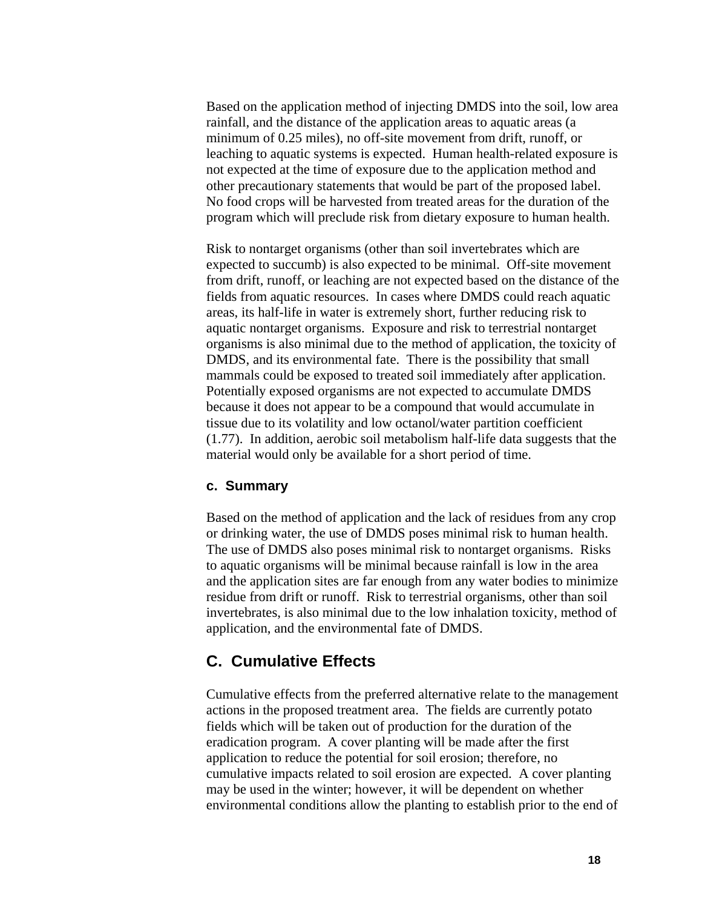Based on the application method of injecting DMDS into the soil, low area rainfall, and the distance of the application areas to aquatic areas (a minimum of 0.25 miles), no off-site movement from drift, runoff, or leaching to aquatic systems is expected. Human health-related exposure is not expected at the time of exposure due to the application method and other precautionary statements that would be part of the proposed label. No food crops will be harvested from treated areas for the duration of the program which will preclude risk from dietary exposure to human health.

Risk to nontarget organisms (other than soil invertebrates which are expected to succumb) is also expected to be minimal. Off-site movement from drift, runoff, or leaching are not expected based on the distance of the fields from aquatic resources. In cases where DMDS could reach aquatic areas, its half-life in water is extremely short, further reducing risk to aquatic nontarget organisms. Exposure and risk to terrestrial nontarget organisms is also minimal due to the method of application, the toxicity of DMDS, and its environmental fate. There is the possibility that small mammals could be exposed to treated soil immediately after application. Potentially exposed organisms are not expected to accumulate DMDS because it does not appear to be a compound that would accumulate in tissue due to its volatility and low octanol/water partition coefficient (1.77). In addition, aerobic soil metabolism half-life data suggests that the material would only be available for a short period of time.

#### c. Summary

Based on the method of application and the lack of residues from any crop or drinking water, the use of DMDS poses minimal risk to human health. The use of DMDS also poses minimal risk to nontarget organisms. Risks to aquatic organisms will be minimal because rainfall is low in the area and the application sites are far enough from any water bodies to minimize residue from drift or runoff. Risk to terrestrial organisms, other than soil invertebrates, is also minimal due to the low inhalation toxicity, method of application, and the environmental fate of DMDS.

## C. Cumulative Effects

Cumulative effects from the preferred alternative relate to the management actions in the proposed treatment area. The fields are currently potato fields which will be taken out of production for the duration of the eradication program. A cover planting will be made after the first application to reduce the potential for soil erosion; therefore, no cumulative impacts related to soil erosion are expected. A cover planting may be used in the winter; however, it will be dependent on whether environmental conditions allow the planting to establish prior to the end of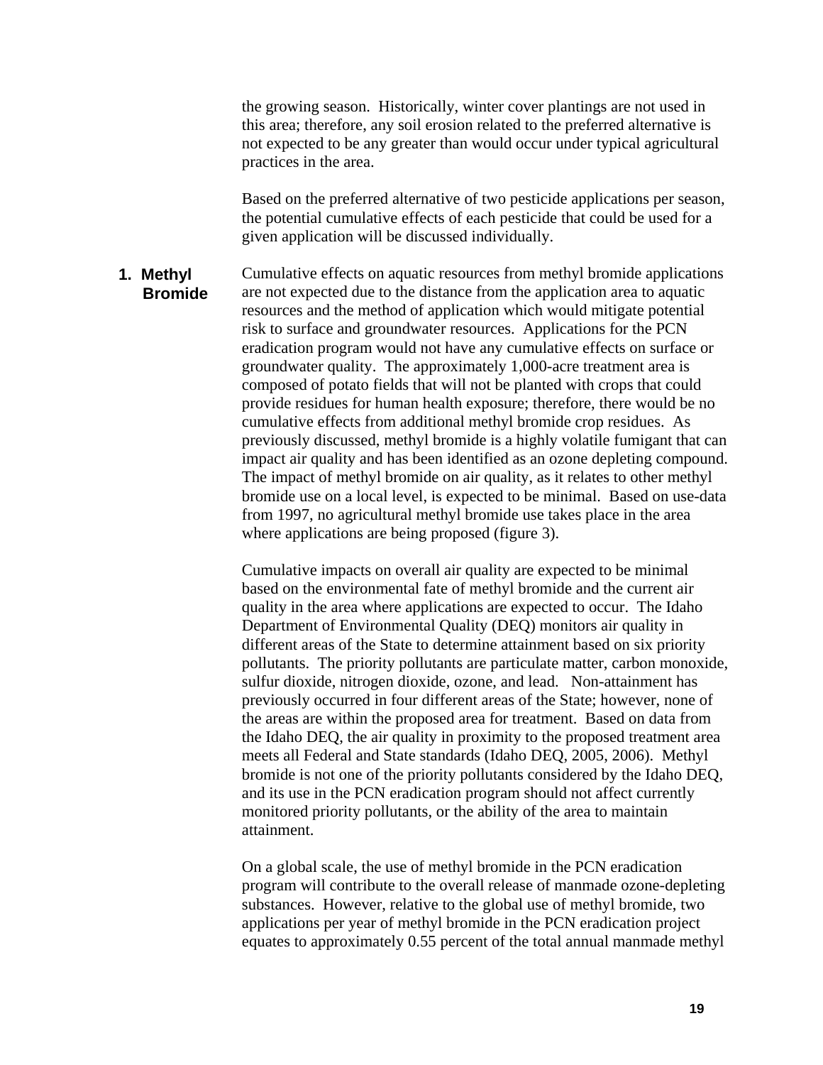the growing season. Historically, winter cover plantings are not used in this area; therefore, any soil erosion related to the preferred alternative is not expected to be any greater than would occur under typical agricultural practices in the area.

Based on the preferred alternative of two pesticide applications per season, the potential cumulative effects of each pesticide that could be used for a given application will be discussed individually.

### 1. Methyl Bromide

Cumulative effects on aquatic resources from methyl bromide applications are not expected due to the distance from the application area to aquatic resources and the method of application which would mitigate potential risk to surface and groundwater resources. Applications for the PCN eradication program would not have any cumulative effects on surface or groundwater quality. The approximately 1,000-acre treatment area is composed of potato fields that will not be planted with crops that could provide residues for human health exposure; therefore, there would be no cumulative effects from additional methyl bromide crop residues. As previously discussed, methyl bromide is a highly volatile fumigant that can impact air quality and has been identified as an ozone depleting compound. The impact of methyl bromide on air quality, as it relates to other methyl bromide use on a local level, is expected to be minimal. Based on use-data from 1997, no agricultural methyl bromide use takes place in the area where applications are being proposed (figure 3).

Cumulative impacts on overall air quality are expected to be minimal based on the environmental fate of methyl bromide and the current air quality in the area where applications are expected to occur. The Idaho Department of Environmental Quality (DEQ) monitors air quality in different areas of the State to determine attainment based on six priority pollutants. The priority pollutants are particulate matter, carbon monoxide, sulfur dioxide, nitrogen dioxide, ozone, and lead. Non-attainment has previously occurred in four different areas of the State; however, none of the areas are within the proposed area for treatment. Based on data from the Idaho DEQ, the air quality in proximity to the proposed treatment area meets all Federal and State standards (Idaho DEQ, 2005, 2006). Methyl bromide is not one of the priority pollutants considered by the Idaho DEQ, and its use in the PCN eradication program should not affect currently monitored priority pollutants, or the ability of the area to maintain attainment.

On a global scale, the use of methyl bromide in the PCN eradication program will contribute to the overall release of manmade ozone-depleting substances. However, relative to the global use of methyl bromide, two applications per year of methyl bromide in the PCN eradication project equates to approximately 0.55 percent of the total annual manmade methyl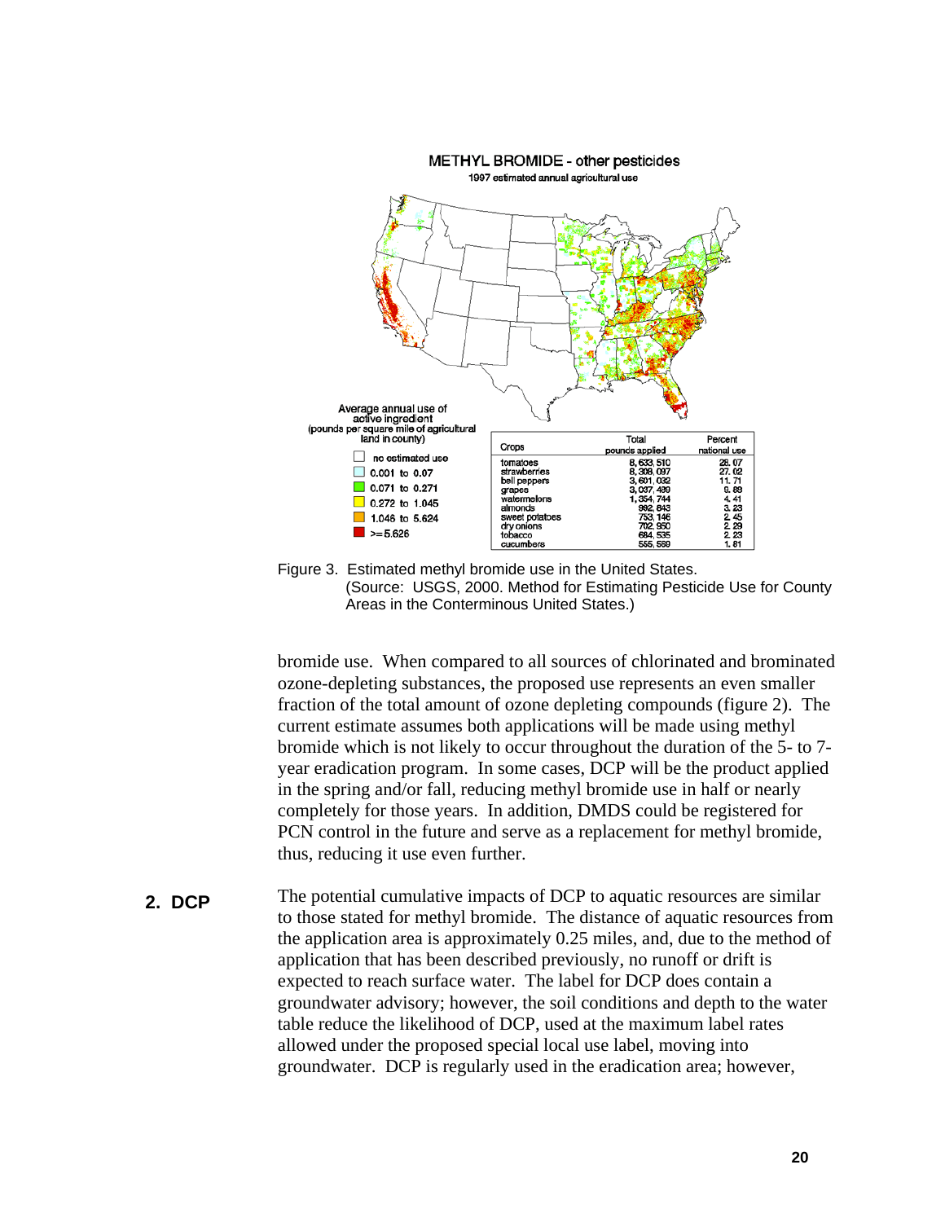METHYL BROMIDE - other pesticides

1997 estimated annual agricultural use

Average annual use of active ingredient (pounds per square mile of agricultural land in county)

- no estimated use
- 0.001 to 0.07
- 0.071 to 0.271
- 0.272 to 1.045
- 1.046 to 5.624
- >= 5.626

| Crops | Total pounds applied | Percent national use |
|---|---|---|
| tomatoes | 8,633,510 | 28.07 |
| strawberries | 8,308,097 | 27.02 |
| bell peppers | 3,601,032 | 11.71 |
| grapes | 3,037,480 | 9.88 |
| watermelons | 1,354,744 | 4.41 |
| almonds | 992,843 | 3.23 |
| sweet potatoes | 753,146 | 2.45 |
| dry onions | 702,950 | 2.29 |
| tobacco | 684,535 | 2.23 |
| cucumbers | 555,569 | 1.81 |

Figure 3. Estimated methyl bromide use in the United States.
(Source: USGS, 2000. Method for Estimating Pesticide Use for County Areas in the Conterminous United States.)

bromide use. When compared to all sources of chlorinated and brominated ozone-depleting substances, the proposed use represents an even smaller fraction of the total amount of ozone depleting compounds (figure 2). The current estimate assumes both applications will be made using methyl bromide which is not likely to occur throughout the duration of the 5- to 7-year eradication program. In some cases, DCP will be the product applied in the spring and/or fall, reducing methyl bromide use in half or nearly completely for those years. In addition, DMDS could be registered for PCN control in the future and serve as a replacement for methyl bromide, thus, reducing it use even further.

## 2. DCP

The potential cumulative impacts of DCP to aquatic resources are similar to those stated for methyl bromide. The distance of aquatic resources from the application area is approximately 0.25 miles, and, due to the method of application that has been described previously, no runoff or drift is expected to reach surface water. The label for DCP does contain a groundwater advisory; however, the soil conditions and depth to the water table reduce the likelihood of DCP, used at the maximum label rates allowed under the proposed special local use label, moving into groundwater. DCP is regularly used in the eradication area; however,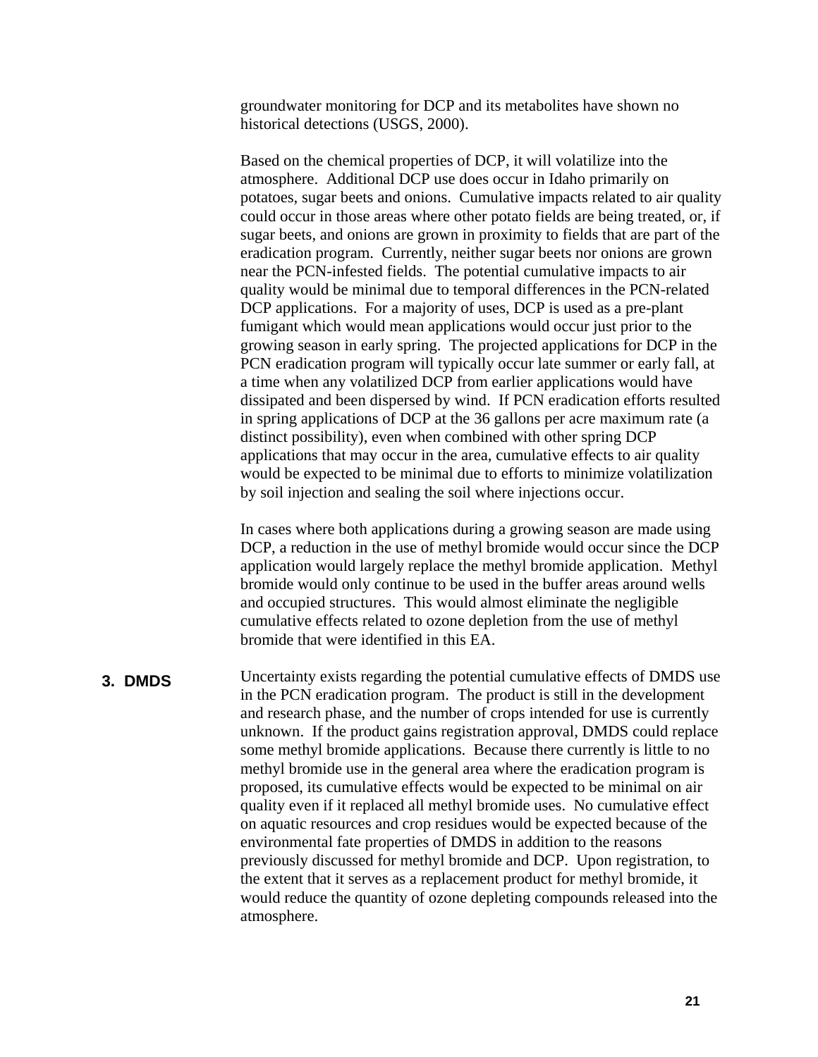groundwater monitoring for DCP and its metabolites have shown no historical detections (USGS, 2000).

Based on the chemical properties of DCP, it will volatilize into the atmosphere. Additional DCP use does occur in Idaho primarily on potatoes, sugar beets and onions. Cumulative impacts related to air quality could occur in those areas where other potato fields are being treated, or, if sugar beets, and onions are grown in proximity to fields that are part of the eradication program. Currently, neither sugar beets nor onions are grown near the PCN-infested fields. The potential cumulative impacts to air quality would be minimal due to temporal differences in the PCN-related DCP applications. For a majority of uses, DCP is used as a pre-plant fumigant which would mean applications would occur just prior to the growing season in early spring. The projected applications for DCP in the PCN eradication program will typically occur late summer or early fall, at a time when any volatilized DCP from earlier applications would have dissipated and been dispersed by wind. If PCN eradication efforts resulted in spring applications of DCP at the 36 gallons per acre maximum rate (a distinct possibility), even when combined with other spring DCP applications that may occur in the area, cumulative effects to air quality would be expected to be minimal due to efforts to minimize volatilization by soil injection and sealing the soil where injections occur.

In cases where both applications during a growing season are made using DCP, a reduction in the use of methyl bromide would occur since the DCP application would largely replace the methyl bromide application. Methyl bromide would only continue to be used in the buffer areas around wells and occupied structures. This would almost eliminate the negligible cumulative effects related to ozone depletion from the use of methyl bromide that were identified in this EA.

### 3. DMDS

Uncertainty exists regarding the potential cumulative effects of DMDS use in the PCN eradication program. The product is still in the development and research phase, and the number of crops intended for use is currently unknown. If the product gains registration approval, DMDS could replace some methyl bromide applications. Because there currently is little to no methyl bromide use in the general area where the eradication program is proposed, its cumulative effects would be expected to be minimal on air quality even if it replaced all methyl bromide uses. No cumulative effect on aquatic resources and crop residues would be expected because of the environmental fate properties of DMDS in addition to the reasons previously discussed for methyl bromide and DCP. Upon registration, to the extent that it serves as a replacement product for methyl bromide, it would reduce the quantity of ozone depleting compounds released into the atmosphere.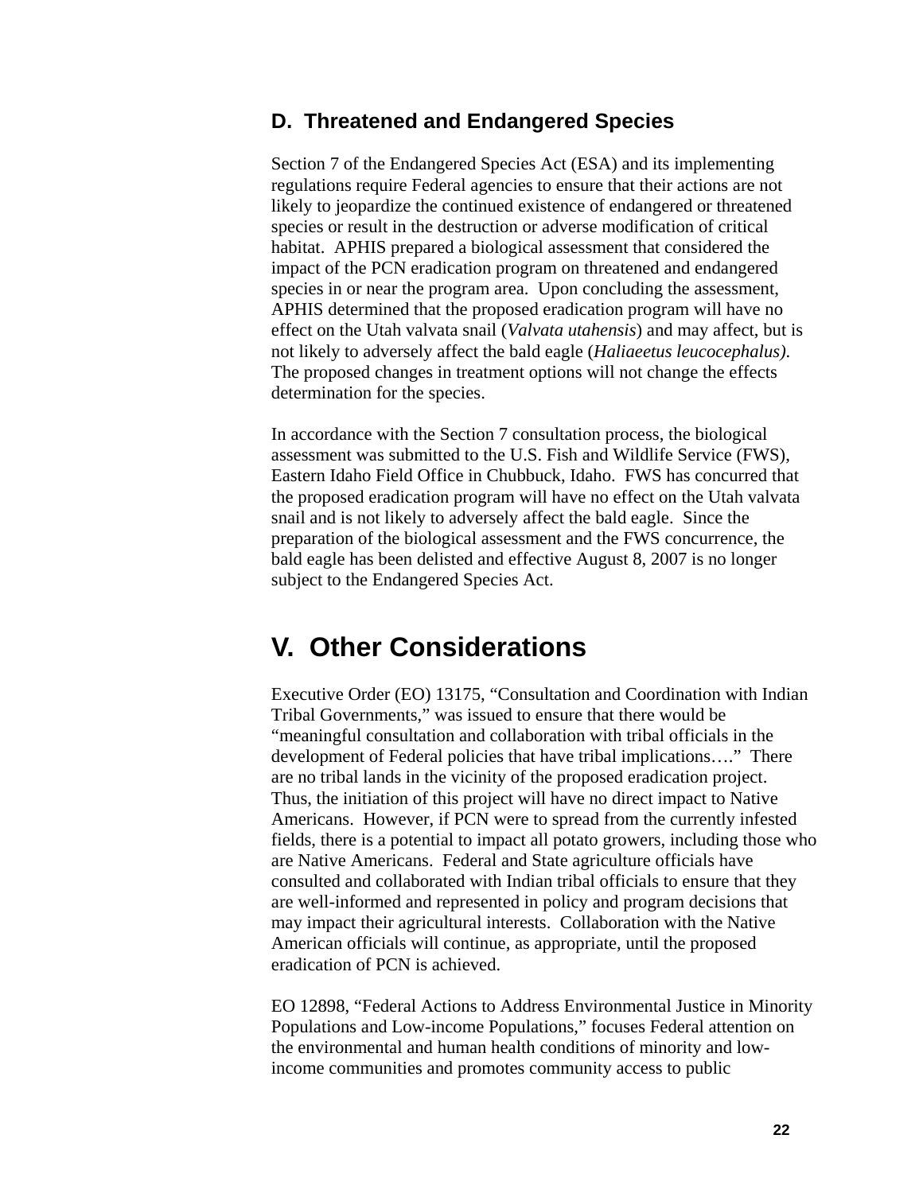### D. Threatened and Endangered Species

Section 7 of the Endangered Species Act (ESA) and its implementing regulations require Federal agencies to ensure that their actions are not likely to jeopardize the continued existence of endangered or threatened species or result in the destruction or adverse modification of critical habitat. APHIS prepared a biological assessment that considered the impact of the PCN eradication program on threatened and endangered species in or near the program area. Upon concluding the assessment, APHIS determined that the proposed eradication program will have no effect on the Utah valvata snail (*Valvata utahensis*) and may affect, but is not likely to adversely affect the bald eagle (*Haliaeetus leucocephalus)*. The proposed changes in treatment options will not change the effects determination for the species.

In accordance with the Section 7 consultation process, the biological assessment was submitted to the U.S. Fish and Wildlife Service (FWS), Eastern Idaho Field Office in Chubbuck, Idaho. FWS has concurred that the proposed eradication program will have no effect on the Utah valvata snail and is not likely to adversely affect the bald eagle. Since the preparation of the biological assessment and the FWS concurrence, the bald eagle has been delisted and effective August 8, 2007 is no longer subject to the Endangered Species Act.

## V. Other Considerations

Executive Order (EO) 13175, "Consultation and Coordination with Indian Tribal Governments," was issued to ensure that there would be "meaningful consultation and collaboration with tribal officials in the development of Federal policies that have tribal implications…." There are no tribal lands in the vicinity of the proposed eradication project. Thus, the initiation of this project will have no direct impact to Native Americans. However, if PCN were to spread from the currently infested fields, there is a potential to impact all potato growers, including those who are Native Americans. Federal and State agriculture officials have consulted and collaborated with Indian tribal officials to ensure that they are well-informed and represented in policy and program decisions that may impact their agricultural interests. Collaboration with the Native American officials will continue, as appropriate, until the proposed eradication of PCN is achieved.

EO 12898, "Federal Actions to Address Environmental Justice in Minority Populations and Low-income Populations," focuses Federal attention on the environmental and human health conditions of minority and low-income communities and promotes community access to public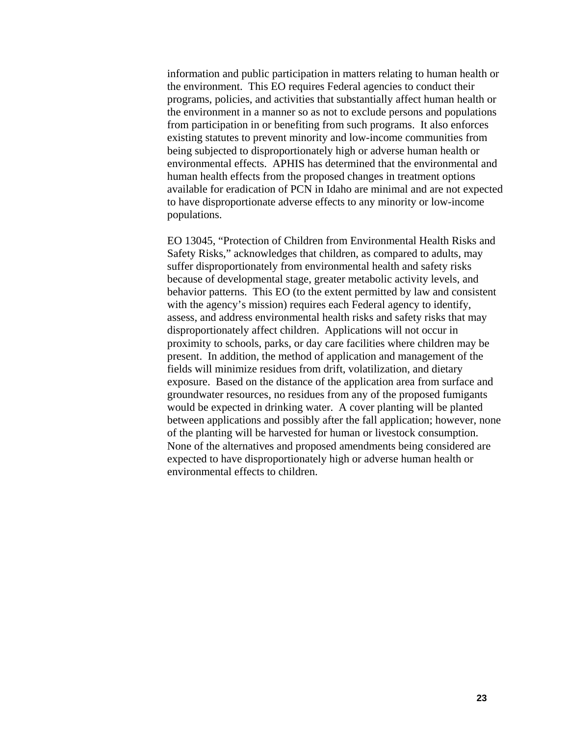information and public participation in matters relating to human health or the environment. This EO requires Federal agencies to conduct their programs, policies, and activities that substantially affect human health or the environment in a manner so as not to exclude persons and populations from participation in or benefiting from such programs. It also enforces existing statutes to prevent minority and low-income communities from being subjected to disproportionately high or adverse human health or environmental effects. APHIS has determined that the environmental and human health effects from the proposed changes in treatment options available for eradication of PCN in Idaho are minimal and are not expected to have disproportionate adverse effects to any minority or low-income populations.

EO 13045, “Protection of Children from Environmental Health Risks and Safety Risks,” acknowledges that children, as compared to adults, may suffer disproportionately from environmental health and safety risks because of developmental stage, greater metabolic activity levels, and behavior patterns. This EO (to the extent permitted by law and consistent with the agency’s mission) requires each Federal agency to identify, assess, and address environmental health risks and safety risks that may disproportionately affect children. Applications will not occur in proximity to schools, parks, or day care facilities where children may be present. In addition, the method of application and management of the fields will minimize residues from drift, volatilization, and dietary exposure. Based on the distance of the application area from surface and groundwater resources, no residues from any of the proposed fumigants would be expected in drinking water. A cover planting will be planted between applications and possibly after the fall application; however, none of the planting will be harvested for human or livestock consumption. None of the alternatives and proposed amendments being considered are expected to have disproportionately high or adverse human health or environmental effects to children.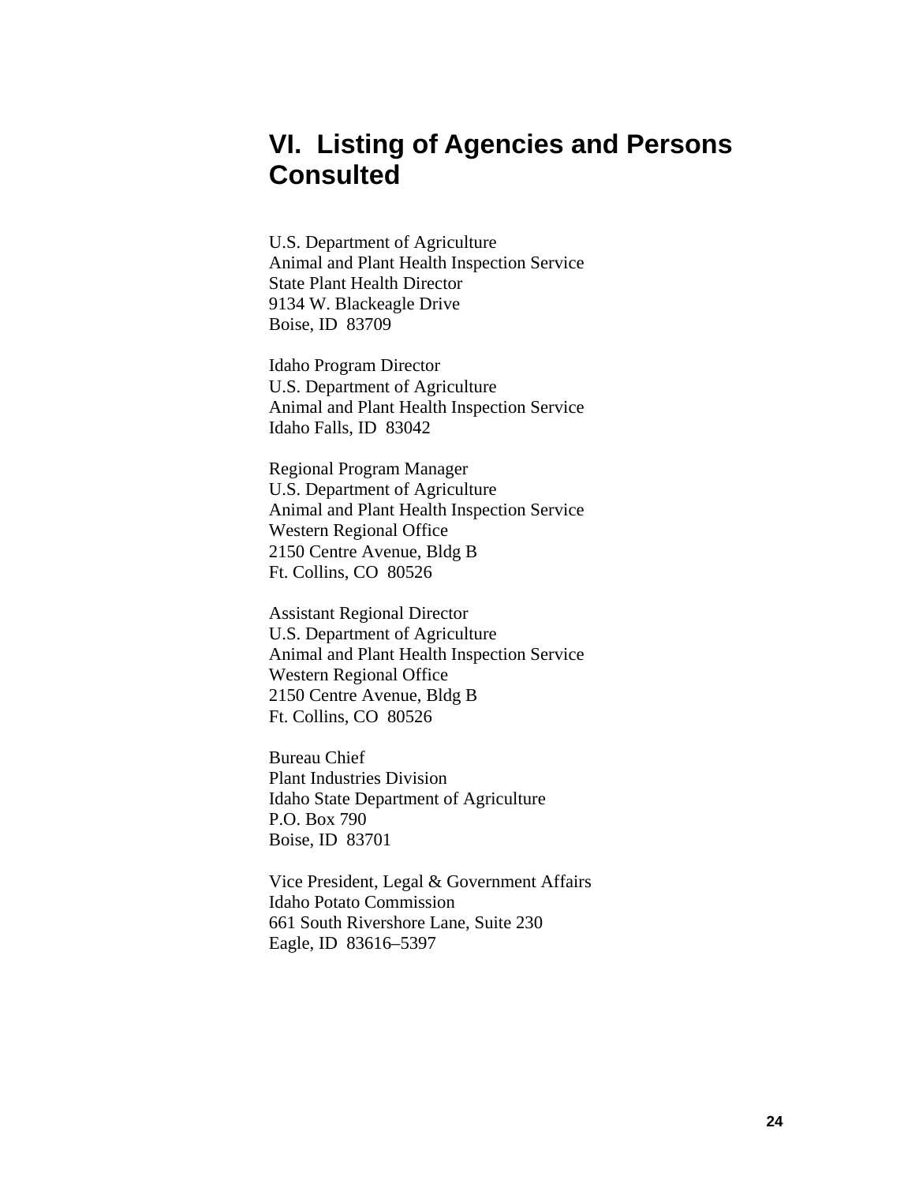# VI. Listing of Agencies and Persons Consulted

U.S. Department of Agriculture
Animal and Plant Health Inspection Service
State Plant Health Director
9134 W. Blackeagle Drive
Boise, ID 83709

Idaho Program Director
U.S. Department of Agriculture
Animal and Plant Health Inspection Service
Idaho Falls, ID 83042

Regional Program Manager
U.S. Department of Agriculture
Animal and Plant Health Inspection Service
Western Regional Office
2150 Centre Avenue, Bldg B
Ft. Collins, CO 80526

Assistant Regional Director
U.S. Department of Agriculture
Animal and Plant Health Inspection Service
Western Regional Office
2150 Centre Avenue, Bldg B
Ft. Collins, CO 80526

Bureau Chief
Plant Industries Division
Idaho State Department of Agriculture
P.O. Box 790
Boise, ID 83701

Vice President, Legal & Government Affairs
Idaho Potato Commission
661 South Rivershore Lane, Suite 230
Eagle, ID 83616–5397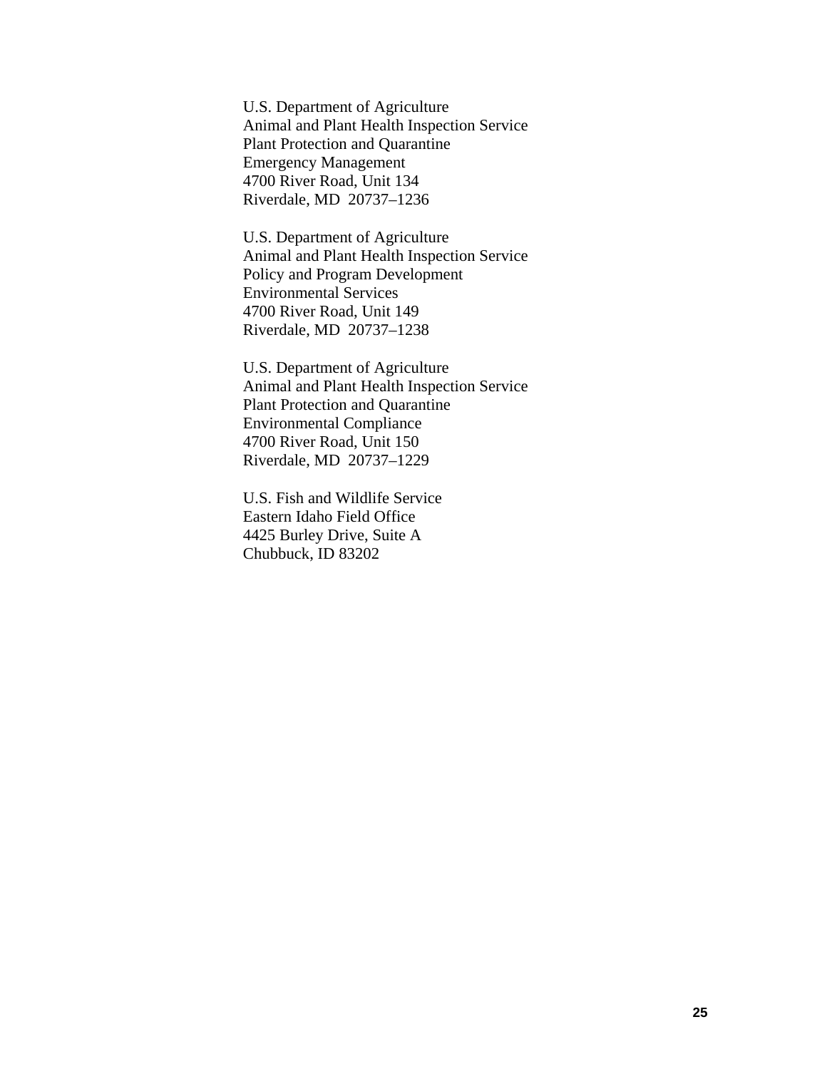U.S. Department of Agriculture
Animal and Plant Health Inspection Service
Plant Protection and Quarantine
Emergency Management
4700 River Road, Unit 134
Riverdale, MD  20737–1236

U.S. Department of Agriculture
Animal and Plant Health Inspection Service
Policy and Program Development
Environmental Services
4700 River Road, Unit 149
Riverdale, MD  20737–1238

U.S. Department of Agriculture
Animal and Plant Health Inspection Service
Plant Protection and Quarantine
Environmental Compliance
4700 River Road, Unit 150
Riverdale, MD  20737–1229

U.S. Fish and Wildlife Service
Eastern Idaho Field Office
4425 Burley Drive, Suite A
Chubbuck, ID 83202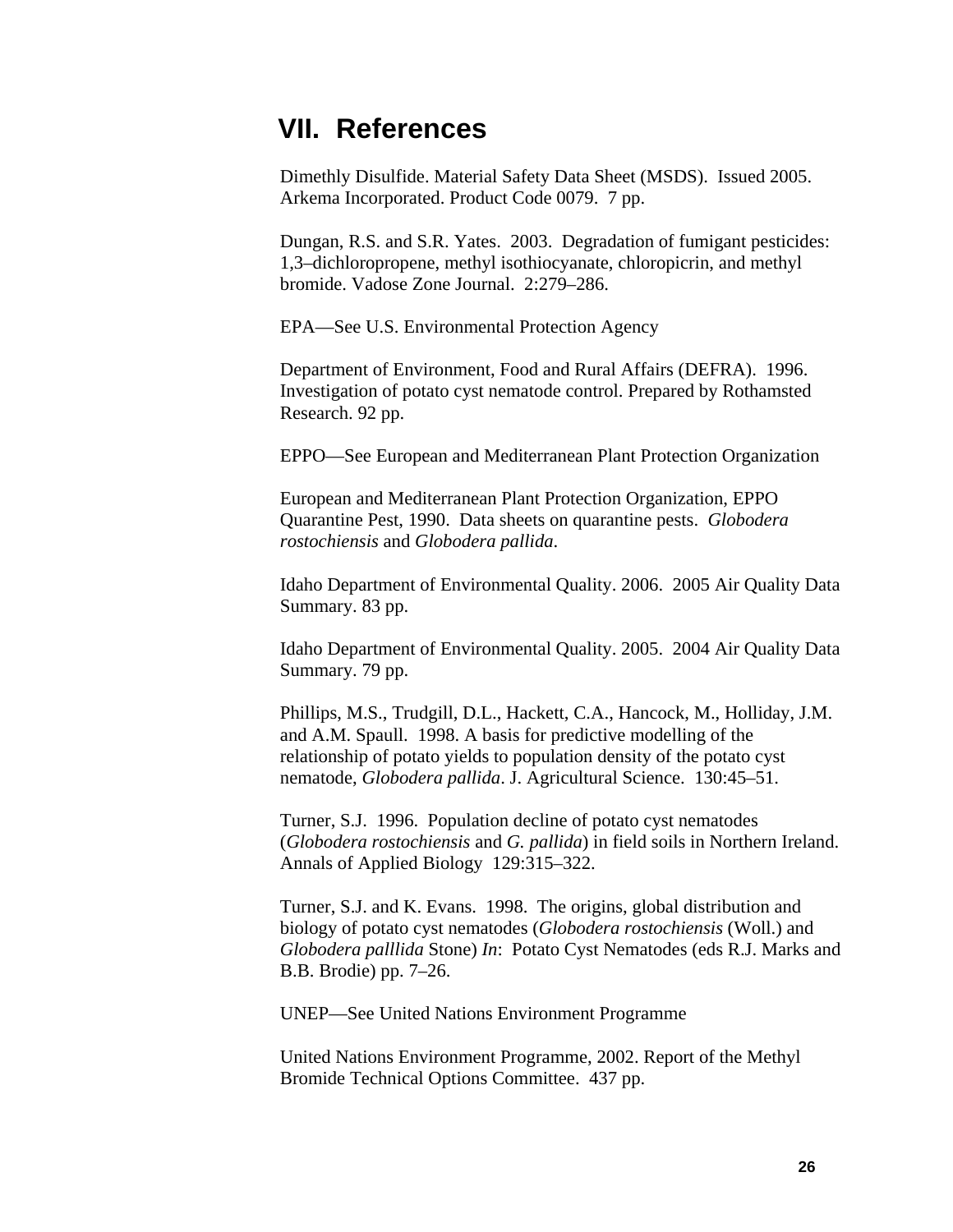# VII. References

Dimethly Disulfide. Material Safety Data Sheet (MSDS). Issued 2005. Arkema Incorporated. Product Code 0079. 7 pp.

Dungan, R.S. and S.R. Yates. 2003. Degradation of fumigant pesticides: 1,3–dichloropropene, methyl isothiocyanate, chloropicrin, and methyl bromide. Vadose Zone Journal. 2:279–286.

EPA—See U.S. Environmental Protection Agency

Department of Environment, Food and Rural Affairs (DEFRA). 1996. Investigation of potato cyst nematode control. Prepared by Rothamsted Research. 92 pp.

EPPO—See European and Mediterranean Plant Protection Organization

European and Mediterranean Plant Protection Organization, EPPO Quarantine Pest, 1990. Data sheets on quarantine pests. *Globodera rostochiensis* and *Globodera pallida*.

Idaho Department of Environmental Quality. 2006. 2005 Air Quality Data Summary. 83 pp.

Idaho Department of Environmental Quality. 2005. 2004 Air Quality Data Summary. 79 pp.

Phillips, M.S., Trudgill, D.L., Hackett, C.A., Hancock, M., Holliday, J.M. and A.M. Spaull. 1998. A basis for predictive modelling of the relationship of potato yields to population density of the potato cyst nematode, *Globodera pallida*. J. Agricultural Science. 130:45–51.

Turner, S.J. 1996. Population decline of potato cyst nematodes (*Globodera rostochiensis* and *G. pallida*) in field soils in Northern Ireland. Annals of Applied Biology 129:315–322.

Turner, S.J. and K. Evans. 1998. The origins, global distribution and biology of potato cyst nematodes (*Globodera rostochiensis* (Woll.) and *Globodera palllida* Stone) *In*: Potato Cyst Nematodes (eds R.J. Marks and B.B. Brodie) pp. 7–26.

UNEP—See United Nations Environment Programme

United Nations Environment Programme, 2002. Report of the Methyl Bromide Technical Options Committee. 437 pp.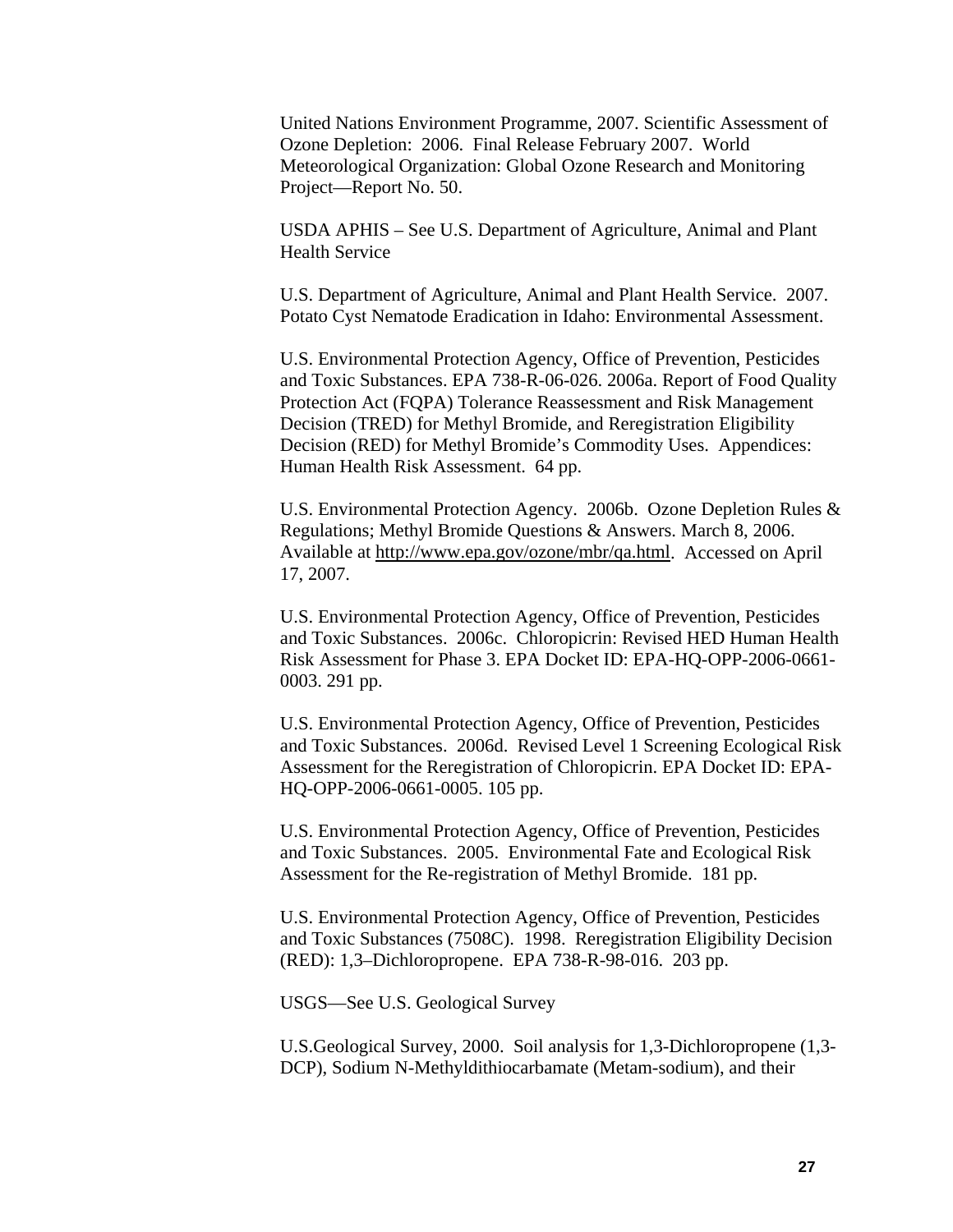United Nations Environment Programme, 2007. Scientific Assessment of Ozone Depletion: 2006. Final Release February 2007. World Meteorological Organization: Global Ozone Research and Monitoring Project—Report No. 50.

USDA APHIS – See U.S. Department of Agriculture, Animal and Plant Health Service

U.S. Department of Agriculture, Animal and Plant Health Service. 2007. Potato Cyst Nematode Eradication in Idaho: Environmental Assessment.

U.S. Environmental Protection Agency, Office of Prevention, Pesticides and Toxic Substances. EPA 738-R-06-026. 2006a. Report of Food Quality Protection Act (FQPA) Tolerance Reassessment and Risk Management Decision (TRED) for Methyl Bromide, and Reregistration Eligibility Decision (RED) for Methyl Bromide's Commodity Uses. Appendices: Human Health Risk Assessment. 64 pp.

U.S. Environmental Protection Agency. 2006b. Ozone Depletion Rules & Regulations; Methyl Bromide Questions & Answers. March 8, 2006. Available at http://www.epa.gov/ozone/mbr/qa.html. Accessed on April 17, 2007.

U.S. Environmental Protection Agency, Office of Prevention, Pesticides and Toxic Substances. 2006c. Chloropicrin: Revised HED Human Health Risk Assessment for Phase 3. EPA Docket ID: EPA-HQ-OPP-2006-0661-0003. 291 pp.

U.S. Environmental Protection Agency, Office of Prevention, Pesticides and Toxic Substances. 2006d. Revised Level 1 Screening Ecological Risk Assessment for the Reregistration of Chloropicrin. EPA Docket ID: EPA-HQ-OPP-2006-0661-0005. 105 pp.

U.S. Environmental Protection Agency, Office of Prevention, Pesticides and Toxic Substances. 2005. Environmental Fate and Ecological Risk Assessment for the Re-registration of Methyl Bromide. 181 pp.

U.S. Environmental Protection Agency, Office of Prevention, Pesticides and Toxic Substances (7508C). 1998. Reregistration Eligibility Decision (RED): 1,3–Dichloropropene. EPA 738-R-98-016. 203 pp.

USGS—See U.S. Geological Survey

U.S.Geological Survey, 2000. Soil analysis for 1,3-Dichloropropene (1,3-DCP), Sodium N-Methyldithiocarbamate (Metam-sodium), and their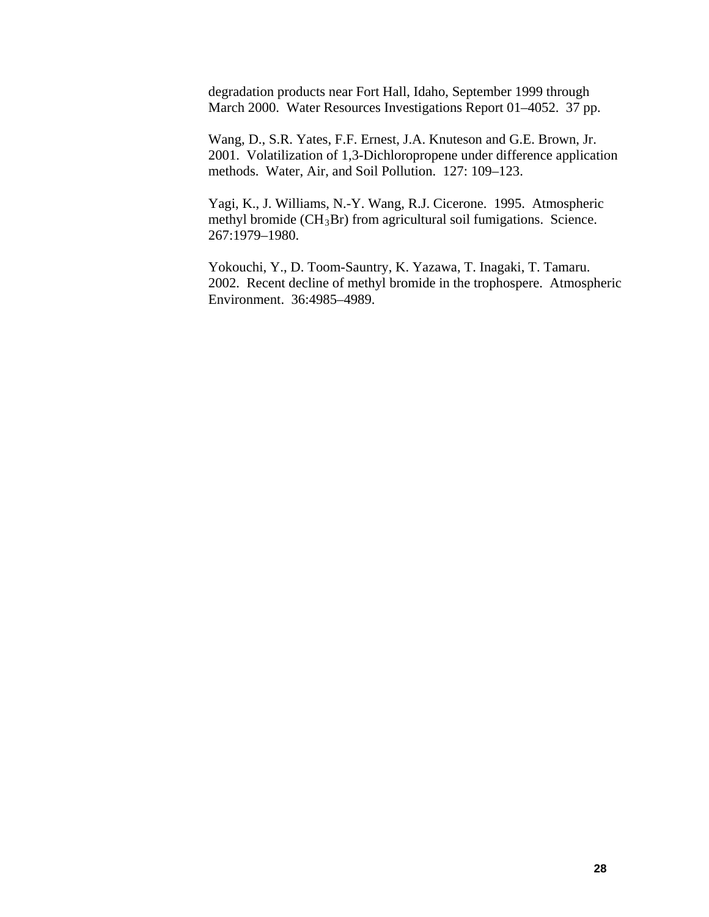degradation products near Fort Hall, Idaho, September 1999 through March 2000. Water Resources Investigations Report 01–4052. 37 pp.

Wang, D., S.R. Yates, F.F. Ernest, J.A. Knuteson and G.E. Brown, Jr. 2001. Volatilization of 1,3-Dichloropropene under difference application methods. Water, Air, and Soil Pollution. 127: 109–123.

Yagi, K., J. Williams, N.-Y. Wang, R.J. Cicerone. 1995. Atmospheric methyl bromide ($CH_3Br$) from agricultural soil fumigations. Science. 267:1979–1980.

Yokouchi, Y., D. Toom-Sauntry, K. Yazawa, T. Inagaki, T. Tamaru. 2002. Recent decline of methyl bromide in the trophospere. Atmospheric Environment. 36:4985–4989.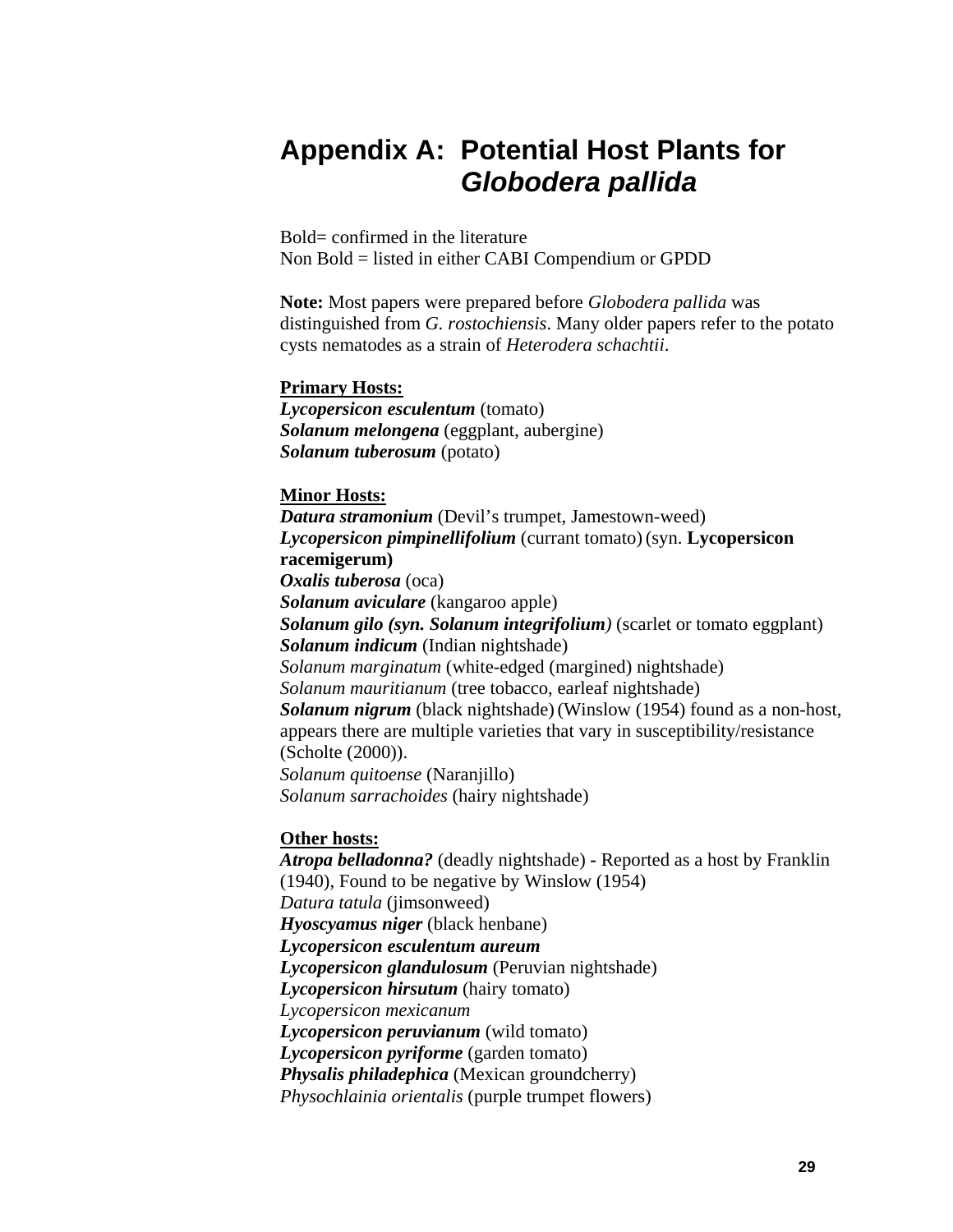# Appendix A: Potential Host Plants for *Globodera pallida*

Bold= confirmed in the literature
Non Bold = listed in either CABI Compendium or GPDD

**Note:** Most papers were prepared before *Globodera pallida* was distinguished from *G. rostochiensis*. Many older papers refer to the potato cysts nematodes as a strain of *Heterodera schachtii*.

**Primary Hosts:**

***Lycopersicon esculentum*** (tomato)
***Solanum melongena*** (eggplant, aubergine)
***Solanum tuberosum*** (potato)

**Minor Hosts:**

***Datura stramonium*** (Devil's trumpet, Jamestown-weed)
***Lycopersicon pimpinellifolium*** (currant tomato) (syn. **Lycopersicon racemigerum)**
***Oxalis tuberosa*** (oca)
***Solanum aviculare*** (kangaroo apple)
***Solanum gilo (syn. Solanum integrifolium)*** (scarlet or tomato eggplant)
***Solanum indicum*** (Indian nightshade)
*Solanum marginatum* (white-edged (margined) nightshade)
*Solanum mauritianum* (tree tobacco, earleaf nightshade)
***Solanum nigrum*** (black nightshade) (Winslow (1954) found as a non-host, appears there are multiple varieties that vary in susceptibility/resistance (Scholte (2000)).
*Solanum quitoense* (Naranjillo)
*Solanum sarrachoides* (hairy nightshade)

**Other hosts:**

***Atropa belladonna?*** (deadly nightshade) **-** Reported as a host by Franklin (1940), Found to be negative by Winslow (1954)
*Datura tatula* (jimsonweed)
***Hyoscyamus niger*** (black henbane)
***Lycopersicon esculentum aureum***
***Lycopersicon glandulosum*** (Peruvian nightshade)
***Lycopersicon hirsutum*** (hairy tomato)
*Lycopersicon mexicanum*
***Lycopersicon peruvianum*** (wild tomato)
***Lycopersicon pyriforme*** (garden tomato)
***Physalis philadephica*** (Mexican groundcherry)
*Physochlainia orientalis* (purple trumpet flowers)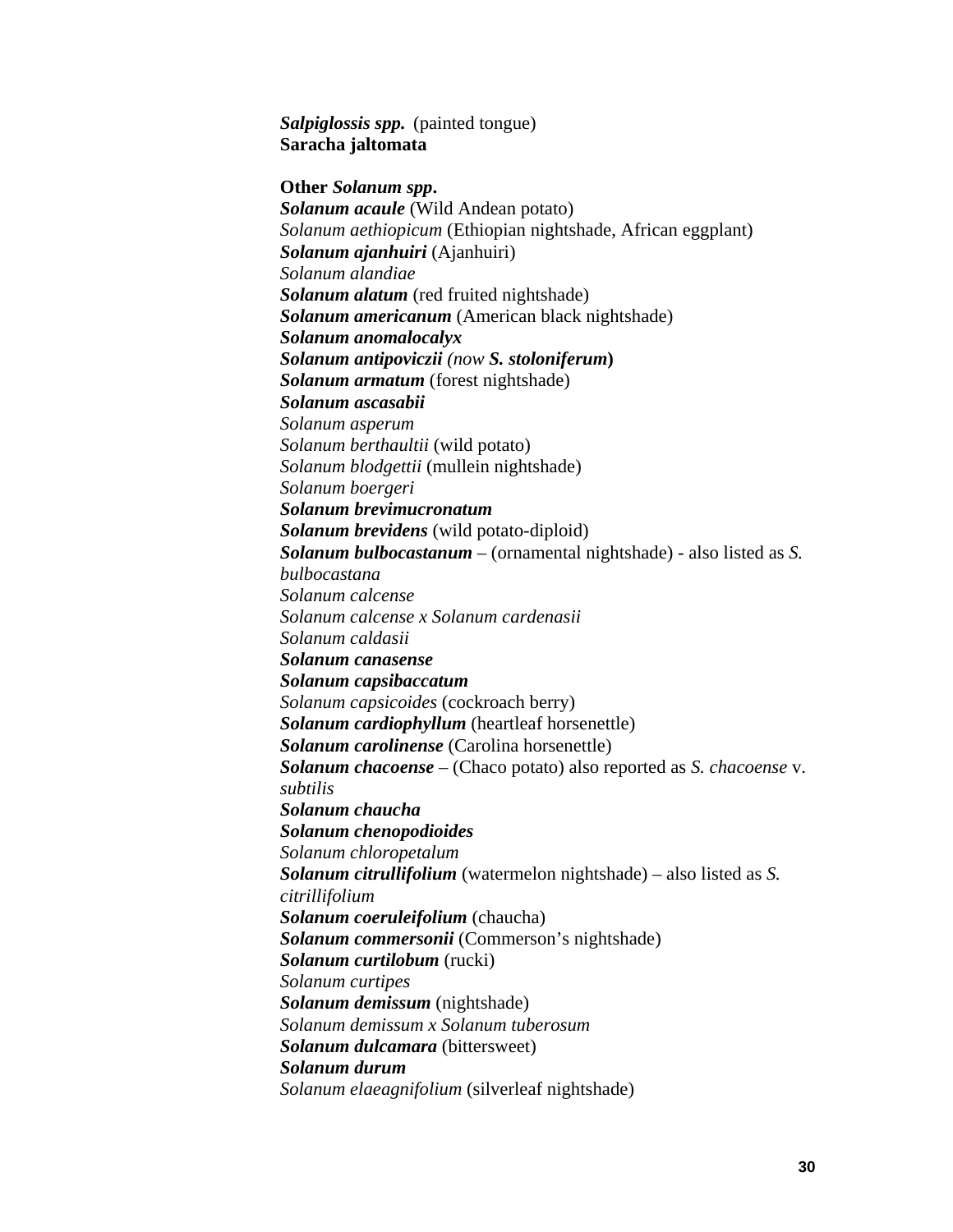***Salpiglossis spp.*** (painted tongue)
**Saracha jaltomata**

**Other *Solanum spp*.**
***Solanum acaule*** (Wild Andean potato)
*Solanum aethiopicum* (Ethiopian nightshade, African eggplant)
***Solanum ajanhuiri*** (Ajanhuiri)
*Solanum alandiae*
***Solanum alatum*** (red fruited nightshade)
***Solanum americanum*** (American black nightshade)
***Solanum anomalocalyx***
***Solanum antipoviczii*** *(now* ***S. stoloniferum*****)**
***Solanum armatum*** (forest nightshade)
***Solanum ascasabii***
*Solanum asperum*
*Solanum berthaultii* (wild potato)
*Solanum blodgettii* (mullein nightshade)
*Solanum boergeri*
***Solanum brevimucronatum***
***Solanum brevidens*** (wild potato-diploid)
***Solanum bulbocastanum*** – (ornamental nightshade) - also listed as *S. bulbocastana*
*Solanum calcense*
*Solanum calcense x Solanum cardenasii*
*Solanum caldasii*
***Solanum canasense***
***Solanum capsibaccatum***
*Solanum capsicoides* (cockroach berry)
***Solanum cardiophyllum*** (heartleaf horsenettle)
***Solanum carolinense*** (Carolina horsenettle)
***Solanum chacoense*** – (Chaco potato) also reported as *S. chacoense* v. *subtilis*
***Solanum chaucha***
***Solanum chenopodioides***
*Solanum chloropetalum*
***Solanum citrullifolium*** (watermelon nightshade) – also listed as *S. citrillifolium*
***Solanum coeruleifolium*** (chaucha)
***Solanum commersonii*** (Commerson's nightshade)
***Solanum curtilobum*** (rucki)
*Solanum curtipes*
***Solanum demissum*** (nightshade)
*Solanum demissum x Solanum tuberosum*
***Solanum dulcamara*** (bittersweet)
***Solanum durum***
*Solanum elaeagnifolium* (silverleaf nightshade)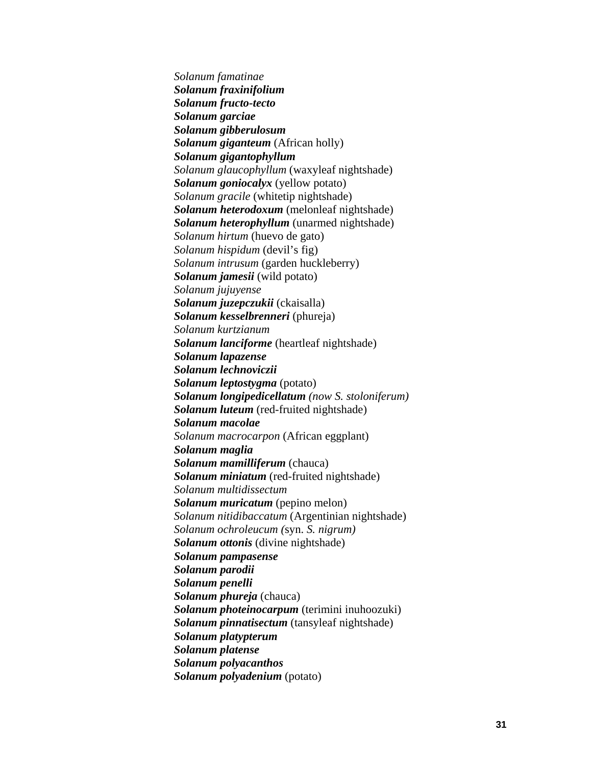*Solanum famatinae*
***Solanum fraxinifolium***
***Solanum fructo-tecto***
***Solanum garciae***
***Solanum gibberulosum***
***Solanum giganteum*** (African holly)
***Solanum gigantophyllum***
*Solanum glaucophyllum* (waxyleaf nightshade)
***Solanum goniocalyx*** (yellow potato)
*Solanum gracile* (whitetip nightshade)
***Solanum heterodoxum*** (melonleaf nightshade)
***Solanum heterophyllum*** (unarmed nightshade)
*Solanum hirtum* (huevo de gato)
*Solanum hispidum* (devil's fig)
*Solanum intrusum* (garden huckleberry)
***Solanum jamesii*** (wild potato)
*Solanum jujuyense*
***Solanum juzepczukii*** (ckaisalla)
***Solanum kesselbrenneri*** (phureja)
*Solanum kurtzianum*
***Solanum lanciforme*** (heartleaf nightshade)
***Solanum lapazense***
***Solanum lechnoviczii***
***Solanum leptostygma*** (potato)
***Solanum longipedicellatum*** *(now S. stoloniferum)*
***Solanum luteum*** (red-fruited nightshade)
***Solanum macolae***
*Solanum macrocarpon* (African eggplant)
***Solanum maglia***
***Solanum mamilliferum*** (chauca)
***Solanum miniatum*** (red-fruited nightshade)
*Solanum multidissectum*
***Solanum muricatum*** (pepino melon)
*Solanum nitidibaccatum* (Argentinian nightshade)
*Solanum ochroleucum (*syn. *S. nigrum)*
***Solanum ottonis*** (divine nightshade)
***Solanum pampasense***
***Solanum parodii***
***Solanum penelli***
***Solanum phureja*** (chauca)
***Solanum photeinocarpum*** (terimini inuhoozuki)
***Solanum pinnatisectum*** (tansyleaf nightshade)
***Solanum platypterum***
***Solanum platense***
***Solanum polyacanthos***
***Solanum polyadenium*** (potato)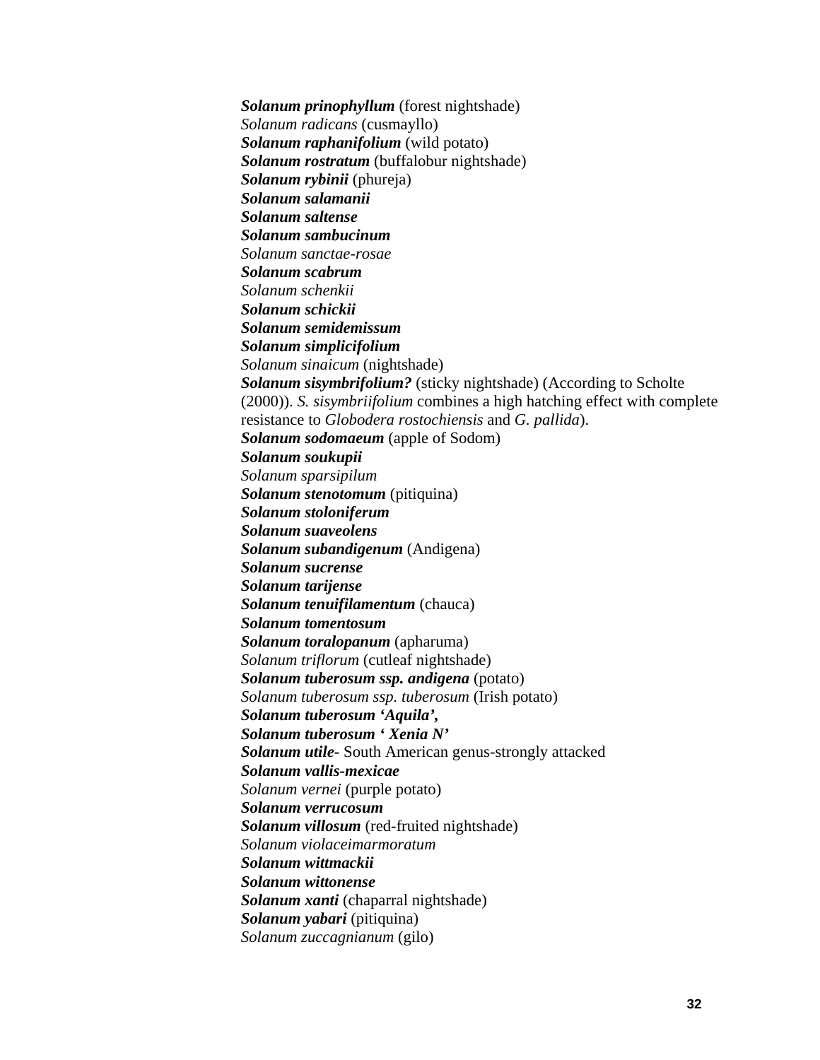***Solanum prinophyllum*** (forest nightshade)  
*Solanum radicans* (cusmayllo)  
***Solanum raphanifolium*** (wild potato)  
***Solanum rostratum*** (buffalobur nightshade)  
***Solanum rybinii*** (phureja)  
***Solanum salamanii***  
***Solanum saltense***  
***Solanum sambucinum***  
*Solanum sanctae-rosae*  
***Solanum scabrum***  
*Solanum schenkii*  
***Solanum schickii***  
***Solanum semidemissum***  
***Solanum simplicifolium***  
*Solanum sinaicum* (nightshade)  
***Solanum sisymbrifolium?*** (sticky nightshade) (According to Scholte (2000)). *S. sisymbriifolium* combines a high hatching effect with complete resistance to *Globodera rostochiensis* and *G. pallida*).  
***Solanum sodomaeum*** (apple of Sodom)  
***Solanum soukupii***  
*Solanum sparsipilum*  
***Solanum stenotomum*** (pitiquina)  
***Solanum stoloniferum***  
***Solanum suaveolens***  
***Solanum subandigenum*** (Andigena)  
***Solanum sucrense***  
***Solanum tarijense***  
***Solanum tenuifilamentum*** (chauca)  
***Solanum tomentosum***  
***Solanum toralopanum*** (apharuma)  
*Solanum triflorum* (cutleaf nightshade)  
***Solanum tuberosum ssp. andigena*** (potato)  
*Solanum tuberosum ssp. tuberosum* (Irish potato)  
***Solanum tuberosum 'Aquila',***  
***Solanum tuberosum ' Xenia N'***  
***Solanum utile***- South American genus-strongly attacked  
***Solanum vallis-mexicae***  
*Solanum vernei* (purple potato)  
***Solanum verrucosum***  
***Solanum villosum*** (red-fruited nightshade)  
*Solanum violaceimarmoratum*  
***Solanum wittmackii***  
***Solanum wittonense***  
***Solanum xanti*** (chaparral nightshade)  
***Solanum yabari*** (pitiquina)  
*Solanum zuccagnianum* (gilo)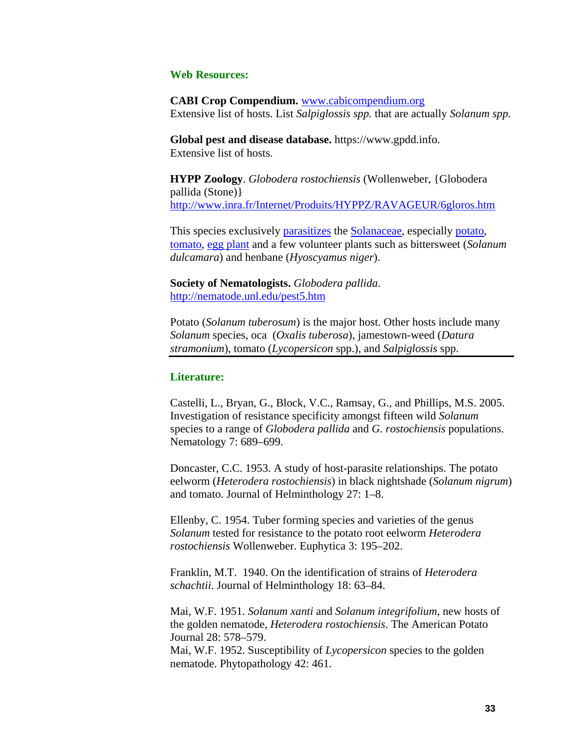### Web Resources:

**CABI Crop Compendium.** [www.cabicompendium.org](www.cabicompendium.org)
Extensive list of hosts. List *Salpiglossis spp.* that are actually *Solanum spp.*

**Global pest and disease database.** https://www.gpdd.info.
Extensive list of hosts.

**HYPP Zoology**. *Globodera rostochiensis* (Wollenweber, {Globodera pallida (Stone)}
[http://www.inra.fr/Internet/Produits/HYPPZ/RAVAGEUR/6gloros.htm](http://www.inra.fr/Internet/Produits/HYPPZ/RAVAGEUR/6gloros.htm)

This species exclusively parasitizes the Solanaceae, especially potato, tomato, egg plant and a few volunteer plants such as bittersweet (*Solanum dulcamara*) and henbane (*Hyoscyamus niger*).

**Society of Nematologists.** *Globodera pallida*.
[http://nematode.unl.edu/pest5.htm](http://nematode.unl.edu/pest5.htm)

Potato (*Solanum tuberosum*) is the major host. Other hosts include many *Solanum* species, oca (*Oxalis tuberosa*), jamestown-weed (*Datura stramonium*), tomato (*Lycopersicon* spp.), and *Salpiglossis* spp.

---

### Literature:

Castelli, L., Bryan, G., Block, V.C., Ramsay, G., and Phillips, M.S. 2005. Investigation of resistance specificity amongst fifteen wild *Solanum* species to a range of *Globodera pallida* and *G. rostochiensis* populations. Nematology 7: 689–699.

Doncaster, C.C. 1953. A study of host-parasite relationships. The potato eelworm (*Heterodera rostochiensis*) in black nightshade (*Solanum nigrum*) and tomato. Journal of Helminthology 27: 1–8.

Ellenby, C. 1954. Tuber forming species and varieties of the genus *Solanum* tested for resistance to the potato root eelworm *Heterodera rostochiensis* Wollenweber. Euphytica 3: 195–202.

Franklin, M.T. 1940. On the identification of strains of *Heterodera schachtii*. Journal of Helminthology 18: 63–84.

Mai, W.F. 1951. *Solanum xanti* and *Solanum integrifolium*, new hosts of the golden nematode, *Heterodera rostochiensis*. The American Potato Journal 28: 578–579.

Mai, W.F. 1952. Susceptibility of *Lycopersicon* species to the golden nematode. Phytopathology 42: 461.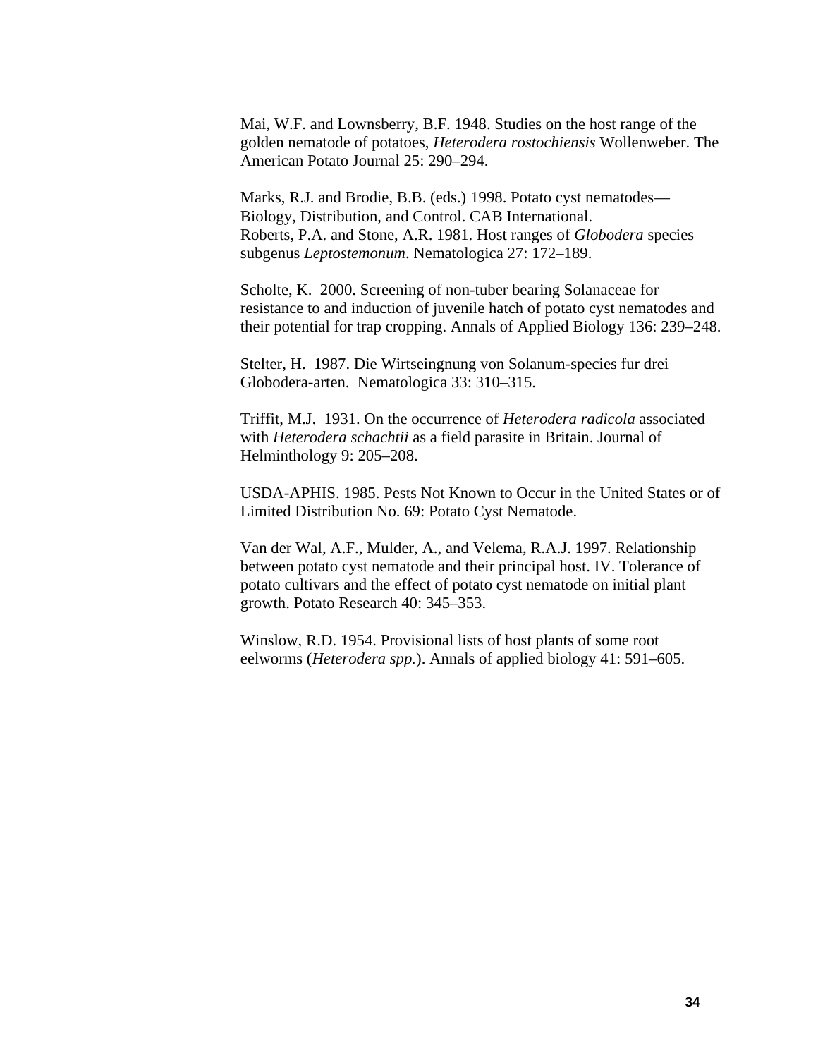Mai, W.F. and Lownsberry, B.F. 1948. Studies on the host range of the golden nematode of potatoes, *Heterodera rostochiensis* Wollenweber. The American Potato Journal 25: 290–294.

Marks, R.J. and Brodie, B.B. (eds.) 1998. Potato cyst nematodes—Biology, Distribution, and Control. CAB International.
Roberts, P.A. and Stone, A.R. 1981. Host ranges of *Globodera* species subgenus *Leptostemonum*. Nematologica 27: 172–189.

Scholte, K. 2000. Screening of non-tuber bearing Solanaceae for resistance to and induction of juvenile hatch of potato cyst nematodes and their potential for trap cropping. Annals of Applied Biology 136: 239–248.

Stelter, H. 1987. Die Wirtseignung von Solanum-species fur drei Globodera-arten. Nematologica 33: 310–315.

Triffit, M.J. 1931. On the occurrence of *Heterodera radicola* associated with *Heterodera schachtii* as a field parasite in Britain. Journal of Helminthology 9: 205–208.

USDA-APHIS. 1985. Pests Not Known to Occur in the United States or of Limited Distribution No. 69: Potato Cyst Nematode.

Van der Wal, A.F., Mulder, A., and Velema, R.A.J. 1997. Relationship between potato cyst nematode and their principal host. IV. Tolerance of potato cultivars and the effect of potato cyst nematode on initial plant growth. Potato Research 40: 345–353.

Winslow, R.D. 1954. Provisional lists of host plants of some root eelworms (*Heterodera spp.*). Annals of applied biology 41: 591–605.